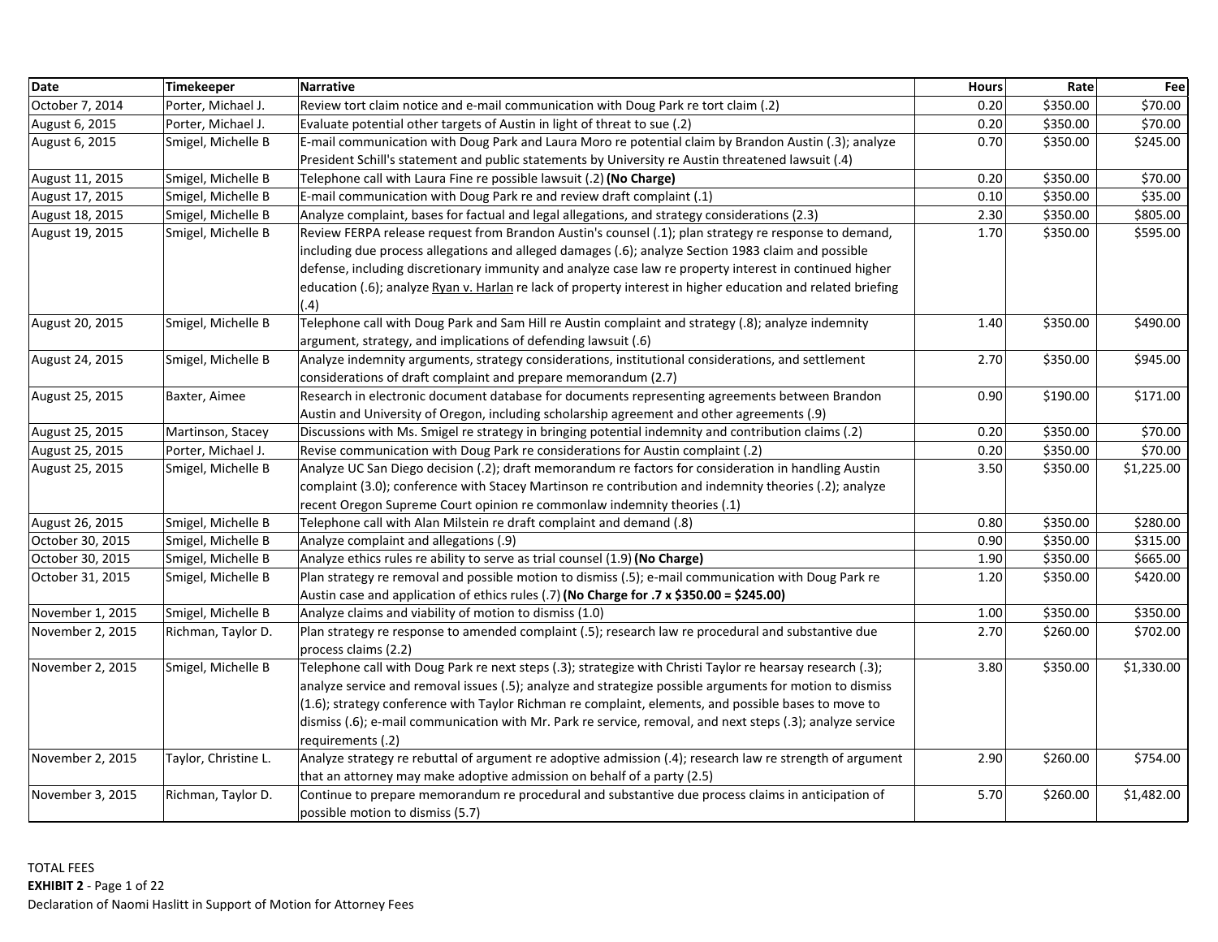| Date | Timekeeper | Narrative | Hours | Rate | Fee |
|---|---|---|---|---|---|
| October 7, 2014 | Porter, Michael J. | Review tort claim notice and e-mail communication with Doug Park re tort claim (.2) | 0.20 | $350.00 | $70.00 |
| August 6, 2015 | Porter, Michael J. | Evaluate potential other targets of Austin in light of threat to sue (.2) | 0.20 | $350.00 | $70.00 |
| August 6, 2015 | Smigel, Michelle B | E-mail communication with Doug Park and Laura Moro re potential claim by Brandon Austin (.3); analyze President Schill's statement and public statements by University re Austin threatened lawsuit (.4) | 0.70 | $350.00 | $245.00 |
| August 11, 2015 | Smigel, Michelle B | Telephone call with Laura Fine re possible lawsuit (.2) **(No Charge)** | 0.20 | $350.00 | $70.00 |
| August 17, 2015 | Smigel, Michelle B | E-mail communication with Doug Park re and review draft complaint (.1) | 0.10 | $350.00 | $35.00 |
| August 18, 2015 | Smigel, Michelle B | Analyze complaint, bases for factual and legal allegations, and strategy considerations (2.3) | 2.30 | $350.00 | $805.00 |
| August 19, 2015 | Smigel, Michelle B | Review FERPA release request from Brandon Austin's counsel (.1); plan strategy re response to demand, including due process allegations and alleged damages (.6); analyze Section 1983 claim and possible defense, including discretionary immunity and analyze case law re property interest in continued higher education (.6); analyze Ryan v. Harlan re lack of property interest in higher education and related briefing (.4) | 1.70 | $350.00 | $595.00 |
| August 20, 2015 | Smigel, Michelle B | Telephone call with Doug Park and Sam Hill re Austin complaint and strategy (.8); analyze indemnity argument, strategy, and implications of defending lawsuit (.6) | 1.40 | $350.00 | $490.00 |
| August 24, 2015 | Smigel, Michelle B | Analyze indemnity arguments, strategy considerations, institutional considerations, and settlement considerations of draft complaint and prepare memorandum (2.7) | 2.70 | $350.00 | $945.00 |
| August 25, 2015 | Baxter, Aimee | Research in electronic document database for documents representing agreements between Brandon Austin and University of Oregon, including scholarship agreement and other agreements (.9) | 0.90 | $190.00 | $171.00 |
| August 25, 2015 | Martinson, Stacey | Discussions with Ms. Smigel re strategy in bringing potential indemnity and contribution claims (.2) | 0.20 | $350.00 | $70.00 |
| August 25, 2015 | Porter, Michael J. | Revise communication with Doug Park re considerations for Austin complaint (.2) | 0.20 | $350.00 | $70.00 |
| August 25, 2015 | Smigel, Michelle B | Analyze UC San Diego decision (.2); draft memorandum re factors for consideration in handling Austin complaint (3.0); conference with Stacey Martinson re contribution and indemnity theories (.2); analyze recent Oregon Supreme Court opinion re commonlaw indemnity theories (.1) | 3.50 | $350.00 | $1,225.00 |
| August 26, 2015 | Smigel, Michelle B | Telephone call with Alan Milstein re draft complaint and demand (.8) | 0.80 | $350.00 | $280.00 |
| October 30, 2015 | Smigel, Michelle B | Analyze complaint and allegations (.9) | 0.90 | $350.00 | $315.00 |
| October 30, 2015 | Smigel, Michelle B | Analyze ethics rules re ability to serve as trial counsel (1.9) **(No Charge)** | 1.90 | $350.00 | $665.00 |
| October 31, 2015 | Smigel, Michelle B | Plan strategy re removal and possible motion to dismiss (.5); e-mail communication with Doug Park re Austin case and application of ethics rules (.7) **(No Charge for .7 x $350.00 = $245.00)** | 1.20 | $350.00 | $420.00 |
| November 1, 2015 | Smigel, Michelle B | Analyze claims and viability of motion to dismiss (1.0) | 1.00 | $350.00 | $350.00 |
| November 2, 2015 | Richman, Taylor D. | Plan strategy re response to amended complaint (.5); research law re procedural and substantive due process claims (2.2) | 2.70 | $260.00 | $702.00 |
| November 2, 2015 | Smigel, Michelle B | Telephone call with Doug Park re next steps (.3); strategize with Christi Taylor re hearsay research (.3); analyze service and removal issues (.5); analyze and strategize possible arguments for motion to dismiss (1.6); strategy conference with Taylor Richman re complaint, elements, and possible bases to move to dismiss (.6); e-mail communication with Mr. Park re service, removal, and next steps (.3); analyze service requirements (.2) | 3.80 | $350.00 | $1,330.00 |
| November 2, 2015 | Taylor, Christine L. | Analyze strategy re rebuttal of argument re adoptive admission (.4); research law re strength of argument that an attorney may make adoptive admission on behalf of a party (2.5) | 2.90 | $260.00 | $754.00 |
| November 3, 2015 | Richman, Taylor D. | Continue to prepare memorandum re procedural and substantive due process claims in anticipation of possible motion to dismiss (5.7) | 5.70 | $260.00 | $1,482.00 |

TOTAL FEES

**EXHIBIT 2** - Page 1 of 22

Declaration of Naomi Haslitt in Support of Motion for Attorney Fees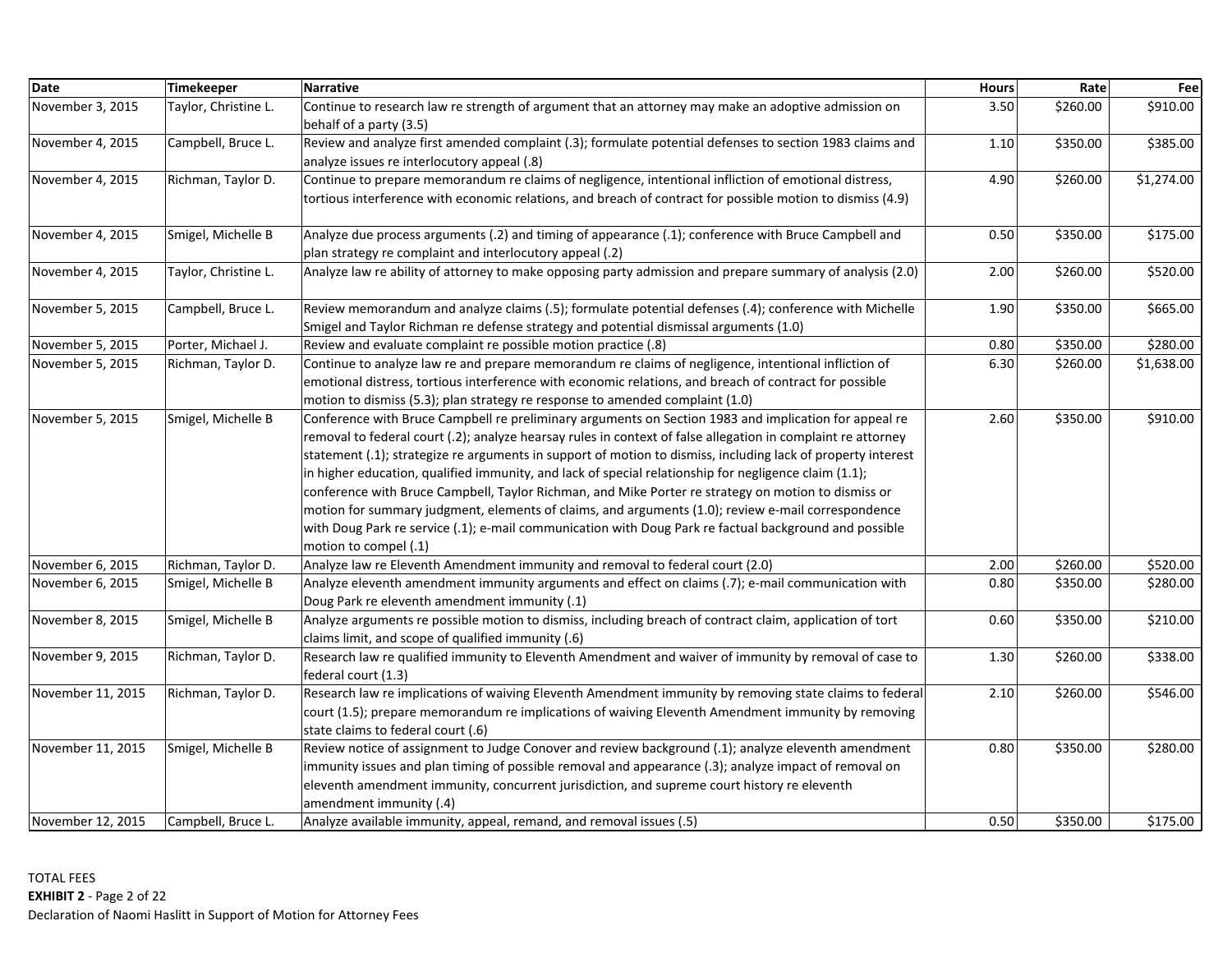| Date | Timekeeper | Narrative | Hours | Rate | Fee |
|---|---|---|---|---|---|
| November 3, 2015 | Taylor, Christine L. | Continue to research law re strength of argument that an attorney may make an adoptive admission on behalf of a party (3.5) | 3.50 | $260.00 | $910.00 |
| November 4, 2015 | Campbell, Bruce L. | Review and analyze first amended complaint (.3); formulate potential defenses to section 1983 claims and analyze issues re interlocutory appeal (.8) | 1.10 | $350.00 | $385.00 |
| November 4, 2015 | Richman, Taylor D. | Continue to prepare memorandum re claims of negligence, intentional infliction of emotional distress, tortious interference with economic relations, and breach of contract for possible motion to dismiss (4.9) | 4.90 | $260.00 | $1,274.00 |
| November 4, 2015 | Smigel, Michelle B | Analyze due process arguments (.2) and timing of appearance (.1); conference with Bruce Campbell and plan strategy re complaint and interlocutory appeal (.2) | 0.50 | $350.00 | $175.00 |
| November 4, 2015 | Taylor, Christine L. | Analyze law re ability of attorney to make opposing party admission and prepare summary of analysis (2.0) | 2.00 | $260.00 | $520.00 |
| November 5, 2015 | Campbell, Bruce L. | Review memorandum and analyze claims (.5); formulate potential defenses (.4); conference with Michelle Smigel and Taylor Richman re defense strategy and potential dismissal arguments (1.0) | 1.90 | $350.00 | $665.00 |
| November 5, 2015 | Porter, Michael J. | Review and evaluate complaint re possible motion practice (.8) | 0.80 | $350.00 | $280.00 |
| November 5, 2015 | Richman, Taylor D. | Continue to analyze law re and prepare memorandum re claims of negligence, intentional infliction of emotional distress, tortious interference with economic relations, and breach of contract for possible motion to dismiss (5.3); plan strategy re response to amended complaint (1.0) | 6.30 | $260.00 | $1,638.00 |
| November 5, 2015 | Smigel, Michelle B | Conference with Bruce Campbell re preliminary arguments on Section 1983 and implication for appeal re removal to federal court (.2); analyze hearsay rules in context of false allegation in complaint re attorney statement (.1); strategize re arguments in support of motion to dismiss, including lack of property interest in higher education, qualified immunity, and lack of special relationship for negligence claim (1.1); conference with Bruce Campbell, Taylor Richman, and Mike Porter re strategy on motion to dismiss or motion for summary judgment, elements of claims, and arguments (1.0); review e-mail correspondence with Doug Park re service (.1); e-mail communication with Doug Park re factual background and possible motion to compel (.1) | 2.60 | $350.00 | $910.00 |
| November 6, 2015 | Richman, Taylor D. | Analyze law re Eleventh Amendment immunity and removal to federal court (2.0) | 2.00 | $260.00 | $520.00 |
| November 6, 2015 | Smigel, Michelle B | Analyze eleventh amendment immunity arguments and effect on claims (.7); e-mail communication with Doug Park re eleventh amendment immunity (.1) | 0.80 | $350.00 | $280.00 |
| November 8, 2015 | Smigel, Michelle B | Analyze arguments re possible motion to dismiss, including breach of contract claim, application of tort claims limit, and scope of qualified immunity (.6) | 0.60 | $350.00 | $210.00 |
| November 9, 2015 | Richman, Taylor D. | Research law re qualified immunity to Eleventh Amendment and waiver of immunity by removal of case to federal court (1.3) | 1.30 | $260.00 | $338.00 |
| November 11, 2015 | Richman, Taylor D. | Research law re implications of waiving Eleventh Amendment immunity by removing state claims to federal court (1.5); prepare memorandum re implications of waiving Eleventh Amendment immunity by removing state claims to federal court (.6) | 2.10 | $260.00 | $546.00 |
| November 11, 2015 | Smigel, Michelle B | Review notice of assignment to Judge Conover and review background (.1); analyze eleventh amendment immunity issues and plan timing of possible removal and appearance (.3); analyze impact of removal on eleventh amendment immunity, concurrent jurisdiction, and supreme court history re eleventh amendment immunity (.4) | 0.80 | $350.00 | $280.00 |
| November 12, 2015 | Campbell, Bruce L. | Analyze available immunity, appeal, remand, and removal issues (.5) | 0.50 | $350.00 | $175.00 |

TOTAL FEES

**EXHIBIT 2** - Page 2 of 22

Declaration of Naomi Haslitt in Support of Motion for Attorney Fees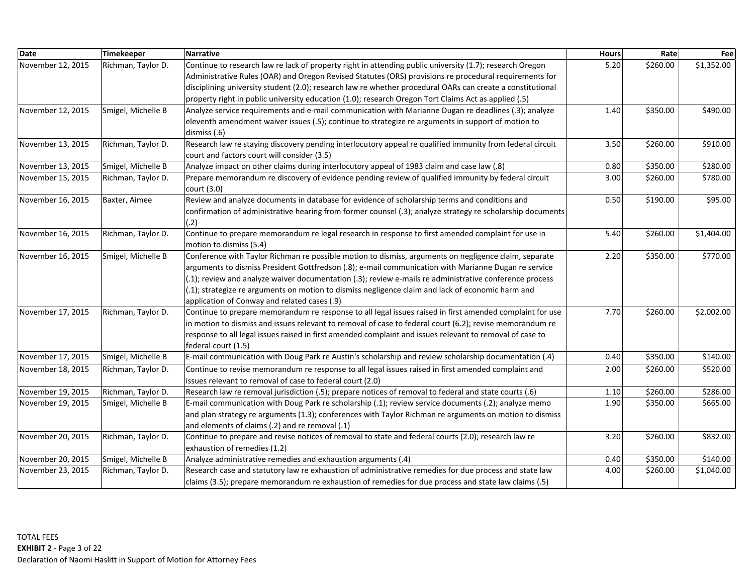| Date | Timekeeper | Narrative | Hours | Rate | Fee |
|---|---|---|---|---|---|
| November 12, 2015 | Richman, Taylor D. | Continue to research law re lack of property right in attending public university (1.7); research Oregon Administrative Rules (OAR) and Oregon Revised Statutes (ORS) provisions re procedural requirements for disciplining university student (2.0); research law re whether procedural OARs can create a constitutional property right in public university education (1.0); research Oregon Tort Claims Act as applied (.5) | 5.20 | $260.00 | $1,352.00 |
| November 12, 2015 | Smigel, Michelle B | Analyze service requirements and e-mail communication with Marianne Dugan re deadlines (.3); analyze eleventh amendment waiver issues (.5); continue to strategize re arguments in support of motion to dismiss (.6) | 1.40 | $350.00 | $490.00 |
| November 13, 2015 | Richman, Taylor D. | Research law re staying discovery pending interlocutory appeal re qualified immunity from federal circuit court and factors court will consider (3.5) | 3.50 | $260.00 | $910.00 |
| November 13, 2015 | Smigel, Michelle B | Analyze impact on other claims during interlocutory appeal of 1983 claim and case law (.8) | 0.80 | $350.00 | $280.00 |
| November 15, 2015 | Richman, Taylor D. | Prepare memorandum re discovery of evidence pending review of qualified immunity by federal circuit court (3.0) | 3.00 | $260.00 | $780.00 |
| November 16, 2015 | Baxter, Aimee | Review and analyze documents in database for evidence of scholarship terms and conditions and confirmation of administrative hearing from former counsel (.3); analyze strategy re scholarship documents (.2) | 0.50 | $190.00 | $95.00 |
| November 16, 2015 | Richman, Taylor D. | Continue to prepare memorandum re legal research in response to first amended complaint for use in motion to dismiss (5.4) | 5.40 | $260.00 | $1,404.00 |
| November 16, 2015 | Smigel, Michelle B | Conference with Taylor Richman re possible motion to dismiss, arguments on negligence claim, separate arguments to dismiss President Gottfredson (.8); e-mail communication with Marianne Dugan re service (.1); review and analyze waiver documentation (.3); review e-mails re administrative conference process (.1); strategize re arguments on motion to dismiss negligence claim and lack of economic harm and application of Conway and related cases (.9) | 2.20 | $350.00 | $770.00 |
| November 17, 2015 | Richman, Taylor D. | Continue to prepare memorandum re response to all legal issues raised in first amended complaint for use in motion to dismiss and issues relevant to removal of case to federal court (6.2); revise memorandum re response to all legal issues raised in first amended complaint and issues relevant to removal of case to federal court (1.5) | 7.70 | $260.00 | $2,002.00 |
| November 17, 2015 | Smigel, Michelle B | E-mail communication with Doug Park re Austin's scholarship and review scholarship documentation (.4) | 0.40 | $350.00 | $140.00 |
| November 18, 2015 | Richman, Taylor D. | Continue to revise memorandum re response to all legal issues raised in first amended complaint and issues relevant to removal of case to federal court (2.0) | 2.00 | $260.00 | $520.00 |
| November 19, 2015 | Richman, Taylor D. | Research law re removal jurisdiction (.5); prepare notices of removal to federal and state courts (.6) | 1.10 | $260.00 | $286.00 |
| November 19, 2015 | Smigel, Michelle B | E-mail communication with Doug Park re scholarship (.1); review service documents (.2); analyze memo and plan strategy re arguments (1.3); conferences with Taylor Richman re arguments on motion to dismiss and elements of claims (.2) and re removal (.1) | 1.90 | $350.00 | $665.00 |
| November 20, 2015 | Richman, Taylor D. | Continue to prepare and revise notices of removal to state and federal courts (2.0); research law re exhaustion of remedies (1.2) | 3.20 | $260.00 | $832.00 |
| November 20, 2015 | Smigel, Michelle B | Analyze administrative remedies and exhaustion arguments (.4) | 0.40 | $350.00 | $140.00 |
| November 23, 2015 | Richman, Taylor D. | Research case and statutory law re exhaustion of administrative remedies for due process and state law claims (3.5); prepare memorandum re exhaustion of remedies for due process and state law claims (.5) | 4.00 | $260.00 | $1,040.00 |

TOTAL FEES

**EXHIBIT 2** - Page 3 of 22

Declaration of Naomi Haslitt in Support of Motion for Attorney Fees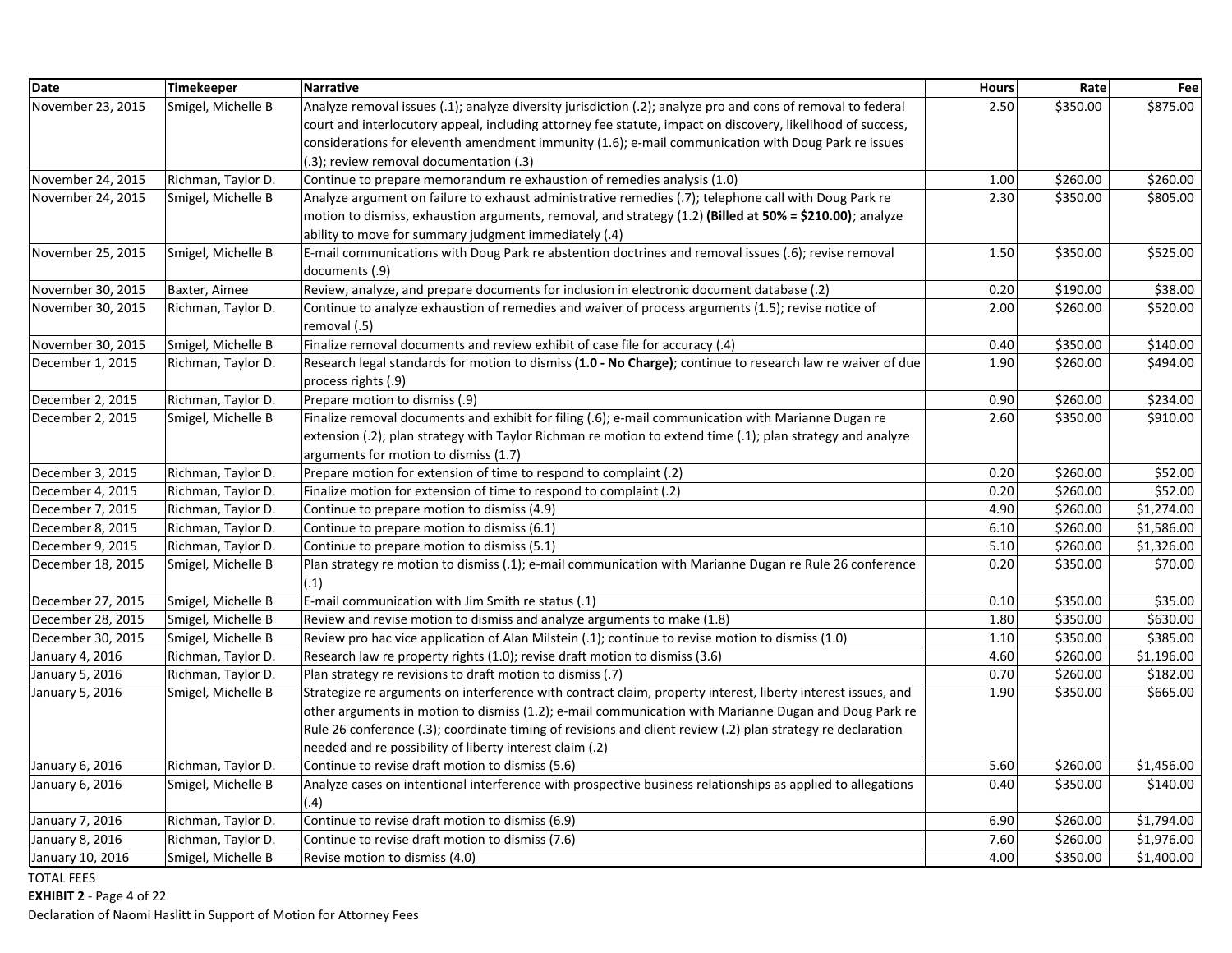| Date | Timekeeper | Narrative | Hours | Rate | Fee |
|---|---|---|---|---|---|
| November 23, 2015 | Smigel, Michelle B | Analyze removal issues (.1); analyze diversity jurisdiction (.2); analyze pro and cons of removal to federal court and interlocutory appeal, including attorney fee statute, impact on discovery, likelihood of success, considerations for eleventh amendment immunity (1.6); e-mail communication with Doug Park re issues (.3); review removal documentation (.3) | 2.50 | $350.00 | $875.00 |
| November 24, 2015 | Richman, Taylor D. | Continue to prepare memorandum re exhaustion of remedies analysis (1.0) | 1.00 | $260.00 | $260.00 |
| November 24, 2015 | Smigel, Michelle B | Analyze argument on failure to exhaust administrative remedies (.7); telephone call with Doug Park re motion to dismiss, exhaustion arguments, removal, and strategy (1.2) **(Billed at 50% = $210.00)**; analyze ability to move for summary judgment immediately (.4) | 2.30 | $350.00 | $805.00 |
| November 25, 2015 | Smigel, Michelle B | E-mail communications with Doug Park re abstention doctrines and removal issues (.6); revise removal documents (.9) | 1.50 | $350.00 | $525.00 |
| November 30, 2015 | Baxter, Aimee | Review, analyze, and prepare documents for inclusion in electronic document database (.2) | 0.20 | $190.00 | $38.00 |
| November 30, 2015 | Richman, Taylor D. | Continue to analyze exhaustion of remedies and waiver of process arguments (1.5); revise notice of removal (.5) | 2.00 | $260.00 | $520.00 |
| November 30, 2015 | Smigel, Michelle B | Finalize removal documents and review exhibit of case file for accuracy (.4) | 0.40 | $350.00 | $140.00 |
| December 1, 2015 | Richman, Taylor D. | Research legal standards for motion to dismiss **(1.0 - No Charge)**; continue to research law re waiver of due process rights (.9) | 1.90 | $260.00 | $494.00 |
| December 2, 2015 | Richman, Taylor D. | Prepare motion to dismiss (.9) | 0.90 | $260.00 | $234.00 |
| December 2, 2015 | Smigel, Michelle B | Finalize removal documents and exhibit for filing (.6); e-mail communication with Marianne Dugan re extension (.2); plan strategy with Taylor Richman re motion to extend time (.1); plan strategy and analyze arguments for motion to dismiss (1.7) | 2.60 | $350.00 | $910.00 |
| December 3, 2015 | Richman, Taylor D. | Prepare motion for extension of time to respond to complaint (.2) | 0.20 | $260.00 | $52.00 |
| December 4, 2015 | Richman, Taylor D. | Finalize motion for extension of time to respond to complaint (.2) | 0.20 | $260.00 | $52.00 |
| December 7, 2015 | Richman, Taylor D. | Continue to prepare motion to dismiss (4.9) | 4.90 | $260.00 | $1,274.00 |
| December 8, 2015 | Richman, Taylor D. | Continue to prepare motion to dismiss (6.1) | 6.10 | $260.00 | $1,586.00 |
| December 9, 2015 | Richman, Taylor D. | Continue to prepare motion to dismiss (5.1) | 5.10 | $260.00 | $1,326.00 |
| December 18, 2015 | Smigel, Michelle B | Plan strategy re motion to dismiss (.1); e-mail communication with Marianne Dugan re Rule 26 conference (.1) | 0.20 | $350.00 | $70.00 |
| December 27, 2015 | Smigel, Michelle B | E-mail communication with Jim Smith re status (.1) | 0.10 | $350.00 | $35.00 |
| December 28, 2015 | Smigel, Michelle B | Review and revise motion to dismiss and analyze arguments to make (1.8) | 1.80 | $350.00 | $630.00 |
| December 30, 2015 | Smigel, Michelle B | Review pro hac vice application of Alan Milstein (.1); continue to revise motion to dismiss (1.0) | 1.10 | $350.00 | $385.00 |
| January 4, 2016 | Richman, Taylor D. | Research law re property rights (1.0); revise draft motion to dismiss (3.6) | 4.60 | $260.00 | $1,196.00 |
| January 5, 2016 | Richman, Taylor D. | Plan strategy re revisions to draft motion to dismiss (.7) | 0.70 | $260.00 | $182.00 |
| January 5, 2016 | Smigel, Michelle B | Strategize re arguments on interference with contract claim, property interest, liberty interest issues, and other arguments in motion to dismiss (1.2); e-mail communication with Marianne Dugan and Doug Park re Rule 26 conference (.3); coordinate timing of revisions and client review (.2) plan strategy re declaration needed and re possibility of liberty interest claim (.2) | 1.90 | $350.00 | $665.00 |
| January 6, 2016 | Richman, Taylor D. | Continue to revise draft motion to dismiss (5.6) | 5.60 | $260.00 | $1,456.00 |
| January 6, 2016 | Smigel, Michelle B | Analyze cases on intentional interference with prospective business relationships as applied to allegations (.4) | 0.40 | $350.00 | $140.00 |
| January 7, 2016 | Richman, Taylor D. | Continue to revise draft motion to dismiss (6.9) | 6.90 | $260.00 | $1,794.00 |
| January 8, 2016 | Richman, Taylor D. | Continue to revise draft motion to dismiss (7.6) | 7.60 | $260.00 | $1,976.00 |
| January 10, 2016 | Smigel, Michelle B | Revise motion to dismiss (4.0) | 4.00 | $350.00 | $1,400.00 |

TOTAL FEES

**EXHIBIT 2** - Page 4 of 22

Declaration of Naomi Haslitt in Support of Motion for Attorney Fees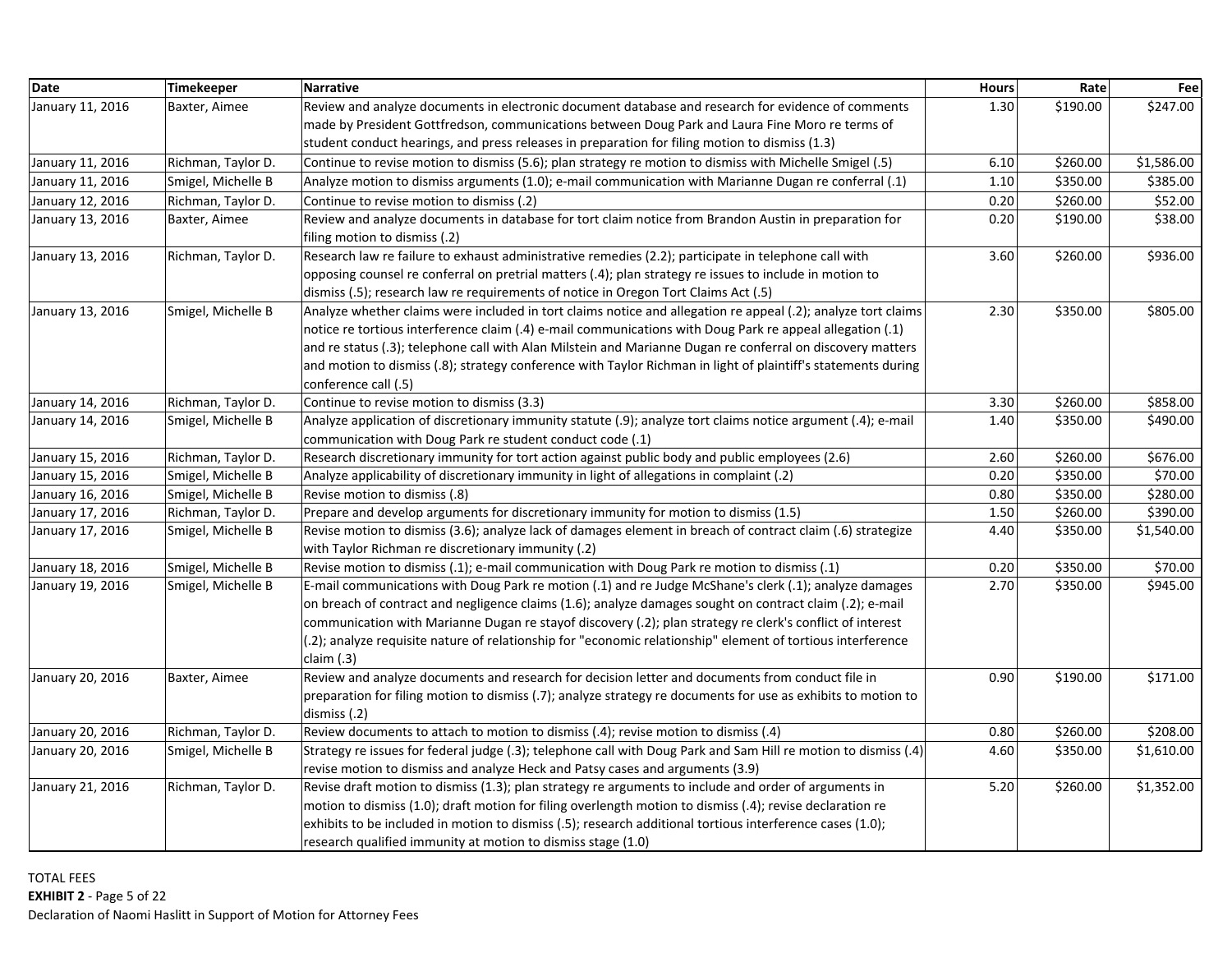| Date | Timekeeper | Narrative | Hours | Rate | Fee |
|---|---|---|---|---|---|
| January 11, 2016 | Baxter, Aimee | Review and analyze documents in electronic document database and research for evidence of comments made by President Gottfredson, communications between Doug Park and Laura Fine Moro re terms of student conduct hearings, and press releases in preparation for filing motion to dismiss (1.3) | 1.30 | $190.00 | $247.00 |
| January 11, 2016 | Richman, Taylor D. | Continue to revise motion to dismiss (5.6); plan strategy re motion to dismiss with Michelle Smigel (.5) | 6.10 | $260.00 | $1,586.00 |
| January 11, 2016 | Smigel, Michelle B | Analyze motion to dismiss arguments (1.0); e-mail communication with Marianne Dugan re conferral (.1) | 1.10 | $350.00 | $385.00 |
| January 12, 2016 | Richman, Taylor D. | Continue to revise motion to dismiss (.2) | 0.20 | $260.00 | $52.00 |
| January 13, 2016 | Baxter, Aimee | Review and analyze documents in database for tort claim notice from Brandon Austin in preparation for filing motion to dismiss (.2) | 0.20 | $190.00 | $38.00 |
| January 13, 2016 | Richman, Taylor D. | Research law re failure to exhaust administrative remedies (2.2); participate in telephone call with opposing counsel re conferral on pretrial matters (.4); plan strategy re issues to include in motion to dismiss (.5); research law re requirements of notice in Oregon Tort Claims Act (.5) | 3.60 | $260.00 | $936.00 |
| January 13, 2016 | Smigel, Michelle B | Analyze whether claims were included in tort claims notice and allegation re appeal (.2); analyze tort claims notice re tortious interference claim (.4) e-mail communications with Doug Park re appeal allegation (.1) and re status (.3); telephone call with Alan Milstein and Marianne Dugan re conferral on discovery matters and motion to dismiss (.8); strategy conference with Taylor Richman in light of plaintiff's statements during conference call (.5) | 2.30 | $350.00 | $805.00 |
| January 14, 2016 | Richman, Taylor D. | Continue to revise motion to dismiss (3.3) | 3.30 | $260.00 | $858.00 |
| January 14, 2016 | Smigel, Michelle B | Analyze application of discretionary immunity statute (.9); analyze tort claims notice argument (.4); e-mail communication with Doug Park re student conduct code (.1) | 1.40 | $350.00 | $490.00 |
| January 15, 2016 | Richman, Taylor D. | Research discretionary immunity for tort action against public body and public employees (2.6) | 2.60 | $260.00 | $676.00 |
| January 15, 2016 | Smigel, Michelle B | Analyze applicability of discretionary immunity in light of allegations in complaint (.2) | 0.20 | $350.00 | $70.00 |
| January 16, 2016 | Smigel, Michelle B | Revise motion to dismiss (.8) | 0.80 | $350.00 | $280.00 |
| January 17, 2016 | Richman, Taylor D. | Prepare and develop arguments for discretionary immunity for motion to dismiss (1.5) | 1.50 | $260.00 | $390.00 |
| January 17, 2016 | Smigel, Michelle B | Revise motion to dismiss (3.6); analyze lack of damages element in breach of contract claim (.6) strategize with Taylor Richman re discretionary immunity (.2) | 4.40 | $350.00 | $1,540.00 |
| January 18, 2016 | Smigel, Michelle B | Revise motion to dismiss (.1); e-mail communication with Doug Park re motion to dismiss (.1) | 0.20 | $350.00 | $70.00 |
| January 19, 2016 | Smigel, Michelle B | E-mail communications with Doug Park re motion (.1) and re Judge McShane's clerk (.1); analyze damages on breach of contract and negligence claims (1.6); analyze damages sought on contract claim (.2); e-mail communication with Marianne Dugan re stayof discovery (.2); plan strategy re clerk's conflict of interest (.2); analyze requisite nature of relationship for "economic relationship" element of tortious interference claim (.3) | 2.70 | $350.00 | $945.00 |
| January 20, 2016 | Baxter, Aimee | Review and analyze documents and research for decision letter and documents from conduct file in preparation for filing motion to dismiss (.7); analyze strategy re documents for use as exhibits to motion to dismiss (.2) | 0.90 | $190.00 | $171.00 |
| January 20, 2016 | Richman, Taylor D. | Review documents to attach to motion to dismiss (.4); revise motion to dismiss (.4) | 0.80 | $260.00 | $208.00 |
| January 20, 2016 | Smigel, Michelle B | Strategy re issues for federal judge (.3); telephone call with Doug Park and Sam Hill re motion to dismiss (.4) revise motion to dismiss and analyze Heck and Patsy cases and arguments (3.9) | 4.60 | $350.00 | $1,610.00 |
| January 21, 2016 | Richman, Taylor D. | Revise draft motion to dismiss (1.3); plan strategy re arguments to include and order of arguments in motion to dismiss (1.0); draft motion for filing overlength motion to dismiss (.4); revise declaration re exhibits to be included in motion to dismiss (.5); research additional tortious interference cases (1.0); research qualified immunity at motion to dismiss stage (1.0) | 5.20 | $260.00 | $1,352.00 |

TOTAL FEES

**EXHIBIT 2** - Page 5 of 22

Declaration of Naomi Haslitt in Support of Motion for Attorney Fees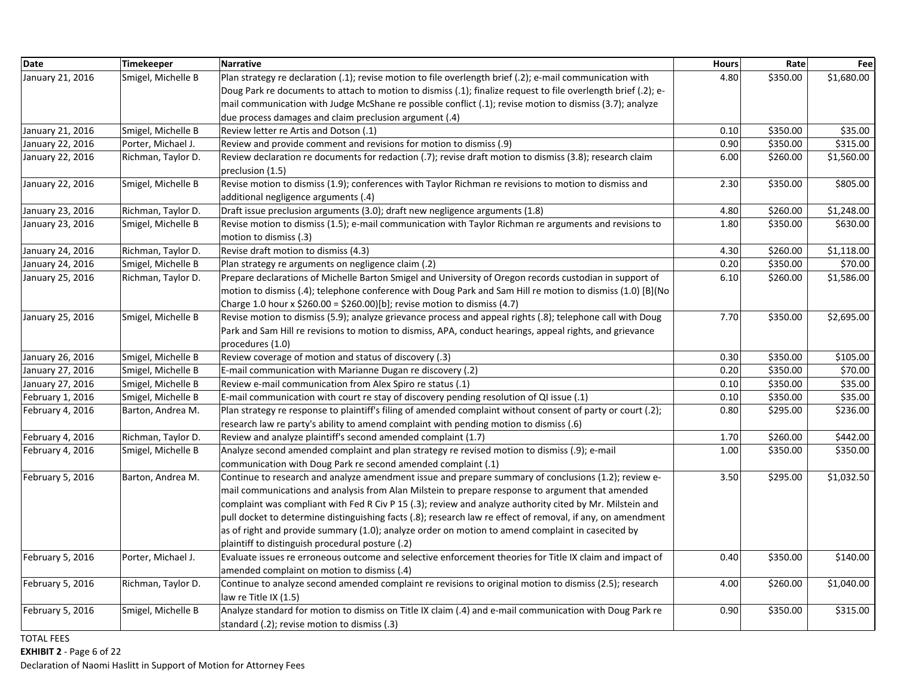| Date | Timekeeper | Narrative | Hours | Rate | Fee |
|---|---|---|---|---|---|
| January 21, 2016 | Smigel, Michelle B | Plan strategy re declaration (.1); revise motion to file overlength brief (.2); e-mail communication with Doug Park re documents to attach to motion to dismiss (.1); finalize request to file overlength brief (.2); e-mail communication with Judge McShane re possible conflict (.1); revise motion to dismiss (3.7); analyze due process damages and claim preclusion argument (.4) | 4.80 | $350.00 | $1,680.00 |
| January 21, 2016 | Smigel, Michelle B | Review letter re Artis and Dotson (.1) | 0.10 | $350.00 | $35.00 |
| January 22, 2016 | Porter, Michael J. | Review and provide comment and revisions for motion to dismiss (.9) | 0.90 | $350.00 | $315.00 |
| January 22, 2016 | Richman, Taylor D. | Review declaration re documents for redaction (.7); revise draft motion to dismiss (3.8); research claim preclusion (1.5) | 6.00 | $260.00 | $1,560.00 |
| January 22, 2016 | Smigel, Michelle B | Revise motion to dismiss (1.9); conferences with Taylor Richman re revisions to motion to dismiss and additional negligence arguments (.4) | 2.30 | $350.00 | $805.00 |
| January 23, 2016 | Richman, Taylor D. | Draft issue preclusion arguments (3.0); draft new negligence arguments (1.8) | 4.80 | $260.00 | $1,248.00 |
| January 23, 2016 | Smigel, Michelle B | Revise motion to dismiss (1.5); e-mail communication with Taylor Richman re arguments and revisions to motion to dismiss (.3) | 1.80 | $350.00 | $630.00 |
| January 24, 2016 | Richman, Taylor D. | Revise draft motion to dismiss (4.3) | 4.30 | $260.00 | $1,118.00 |
| January 24, 2016 | Smigel, Michelle B | Plan strategy re arguments on negligence claim (.2) | 0.20 | $350.00 | $70.00 |
| January 25, 2016 | Richman, Taylor D. | Prepare declarations of Michelle Barton Smigel and University of Oregon records custodian in support of motion to dismiss (.4); telephone conference with Doug Park and Sam Hill re motion to dismiss (1.0) [B](No Charge 1.0 hour x $260.00 = $260.00)[b]; revise motion to dismiss (4.7) | 6.10 | $260.00 | $1,586.00 |
| January 25, 2016 | Smigel, Michelle B | Revise motion to dismiss (5.9); analyze grievance process and appeal rights (.8); telephone call with Doug Park and Sam Hill re revisions to motion to dismiss, APA, conduct hearings, appeal rights, and grievance procedures (1.0) | 7.70 | $350.00 | $2,695.00 |
| January 26, 2016 | Smigel, Michelle B | Review coverage of motion and status of discovery (.3) | 0.30 | $350.00 | $105.00 |
| January 27, 2016 | Smigel, Michelle B | E-mail communication with Marianne Dugan re discovery (.2) | 0.20 | $350.00 | $70.00 |
| January 27, 2016 | Smigel, Michelle B | Review e-mail communication from Alex Spiro re status (.1) | 0.10 | $350.00 | $35.00 |
| February 1, 2016 | Smigel, Michelle B | E-mail communication with court re stay of discovery pending resolution of QI issue (.1) | 0.10 | $350.00 | $35.00 |
| February 4, 2016 | Barton, Andrea M. | Plan strategy re response to plaintiff's filing of amended complaint without consent of party or court (.2); research law re party's ability to amend complaint with pending motion to dismiss (.6) | 0.80 | $295.00 | $236.00 |
| February 4, 2016 | Richman, Taylor D. | Review and analyze plaintiff's second amended complaint (1.7) | 1.70 | $260.00 | $442.00 |
| February 4, 2016 | Smigel, Michelle B | Analyze second amended complaint and plan strategy re revised motion to dismiss (.9); e-mail communication with Doug Park re second amended complaint (.1) | 1.00 | $350.00 | $350.00 |
| February 5, 2016 | Barton, Andrea M. | Continue to research and analyze amendment issue and prepare summary of conclusions (1.2); review e-mail communications and analysis from Alan Milstein to prepare response to argument that amended complaint was compliant with Fed R Civ P 15 (.3); review and analyze authority cited by Mr. Milstein and pull docket to determine distinguishing facts (.8); research law re effect of removal, if any, on amendment as of right and provide summary (1.0); analyze order on motion to amend complaint in casecited by plaintiff to distinguish procedural posture (.2) | 3.50 | $295.00 | $1,032.50 |
| February 5, 2016 | Porter, Michael J. | Evaluate issues re erroneous outcome and selective enforcement theories for Title IX claim and impact of amended complaint on motion to dismiss (.4) | 0.40 | $350.00 | $140.00 |
| February 5, 2016 | Richman, Taylor D. | Continue to analyze second amended complaint re revisions to original motion to dismiss (2.5); research law re Title IX (1.5) | 4.00 | $260.00 | $1,040.00 |
| February 5, 2016 | Smigel, Michelle B | Analyze standard for motion to dismiss on Title IX claim (.4) and e-mail communication with Doug Park re standard (.2); revise motion to dismiss (.3) | 0.90 | $350.00 | $315.00 |

TOTAL FEES

**EXHIBIT 2** - Page 6 of 22

Declaration of Naomi Haslitt in Support of Motion for Attorney Fees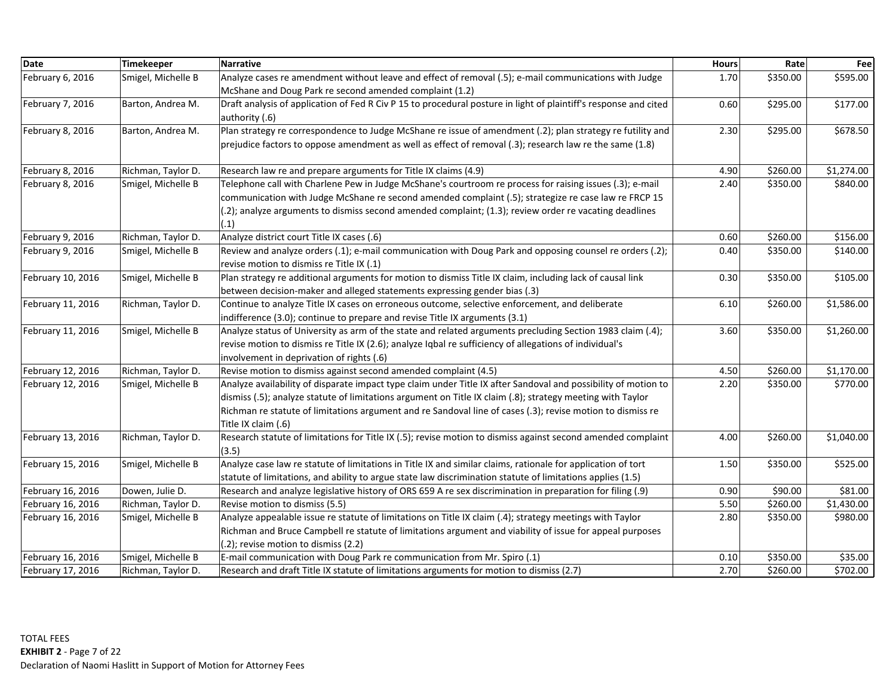| Date | Timekeeper | Narrative | Hours | Rate | Fee |
|---|---|---|---|---|---|
| February 6, 2016 | Smigel, Michelle B | Analyze cases re amendment without leave and effect of removal (.5); e-mail communications with Judge McShane and Doug Park re second amended complaint (1.2) | 1.70 | $350.00 | $595.00 |
| February 7, 2016 | Barton, Andrea M. | Draft analysis of application of Fed R Civ P 15 to procedural posture in light of plaintiff's response and cited authority (.6) | 0.60 | $295.00 | $177.00 |
| February 8, 2016 | Barton, Andrea M. | Plan strategy re correspondence to Judge McShane re issue of amendment (.2); plan strategy re futility and prejudice factors to oppose amendment as well as effect of removal (.3); research law re the same (1.8) | 2.30 | $295.00 | $678.50 |
| February 8, 2016 | Richman, Taylor D. | Research law re and prepare arguments for Title IX claims (4.9) | 4.90 | $260.00 | $1,274.00 |
| February 8, 2016 | Smigel, Michelle B | Telephone call with Charlene Pew in Judge McShane's courtroom re process for raising issues (.3); e-mail communication with Judge McShane re second amended complaint (.5); strategize re case law re FRCP 15 (.2); analyze arguments to dismiss second amended complaint; (1.3); review order re vacating deadlines (.1) | 2.40 | $350.00 | $840.00 |
| February 9, 2016 | Richman, Taylor D. | Analyze district court Title IX cases (.6) | 0.60 | $260.00 | $156.00 |
| February 9, 2016 | Smigel, Michelle B | Review and analyze orders (.1); e-mail communication with Doug Park and opposing counsel re orders (.2); revise motion to dismiss re Title IX (.1) | 0.40 | $350.00 | $140.00 |
| February 10, 2016 | Smigel, Michelle B | Plan strategy re additional arguments for motion to dismiss Title IX claim, including lack of causal link between decision-maker and alleged statements expressing gender bias (.3) | 0.30 | $350.00 | $105.00 |
| February 11, 2016 | Richman, Taylor D. | Continue to analyze Title IX cases on erroneous outcome, selective enforcement, and deliberate indifference (3.0); continue to prepare and revise Title IX arguments (3.1) | 6.10 | $260.00 | $1,586.00 |
| February 11, 2016 | Smigel, Michelle B | Analyze status of University as arm of the state and related arguments precluding Section 1983 claim (.4); revise motion to dismiss re Title IX (2.6); analyze Iqbal re sufficiency of allegations of individual's involvement in deprivation of rights (.6) | 3.60 | $350.00 | $1,260.00 |
| February 12, 2016 | Richman, Taylor D. | Revise motion to dismiss against second amended complaint (4.5) | 4.50 | $260.00 | $1,170.00 |
| February 12, 2016 | Smigel, Michelle B | Analyze availability of disparate impact type claim under Title IX after Sandoval and possibility of motion to dismiss (.5); analyze statute of limitations argument on Title IX claim (.8); strategy meeting with Taylor Richman re statute of limitations argument and re Sandoval line of cases (.3); revise motion to dismiss re Title IX claim (.6) | 2.20 | $350.00 | $770.00 |
| February 13, 2016 | Richman, Taylor D. | Research statute of limitations for Title IX (.5); revise motion to dismiss against second amended complaint (3.5) | 4.00 | $260.00 | $1,040.00 |
| February 15, 2016 | Smigel, Michelle B | Analyze case law re statute of limitations in Title IX and similar claims, rationale for application of tort statute of limitations, and ability to argue state law discrimination statute of limitations applies (1.5) | 1.50 | $350.00 | $525.00 |
| February 16, 2016 | Dowen, Julie D. | Research and analyze legislative history of ORS 659 A re sex discrimination in preparation for filing (.9) | 0.90 | $90.00 | $81.00 |
| February 16, 2016 | Richman, Taylor D. | Revise motion to dismiss (5.5) | 5.50 | $260.00 | $1,430.00 |
| February 16, 2016 | Smigel, Michelle B | Analyze appealable issue re statute of limitations on Title IX claim (.4); strategy meetings with Taylor Richman and Bruce Campbell re statute of limitations argument and viability of issue for appeal purposes (.2); revise motion to dismiss (2.2) | 2.80 | $350.00 | $980.00 |
| February 16, 2016 | Smigel, Michelle B | E-mail communication with Doug Park re communication from Mr. Spiro (.1) | 0.10 | $350.00 | $35.00 |
| February 17, 2016 | Richman, Taylor D. | Research and draft Title IX statute of limitations arguments for motion to dismiss (2.7) | 2.70 | $260.00 | $702.00 |

TOTAL FEES

**EXHIBIT 2** - Page 7 of 22

Declaration of Naomi Haslitt in Support of Motion for Attorney Fees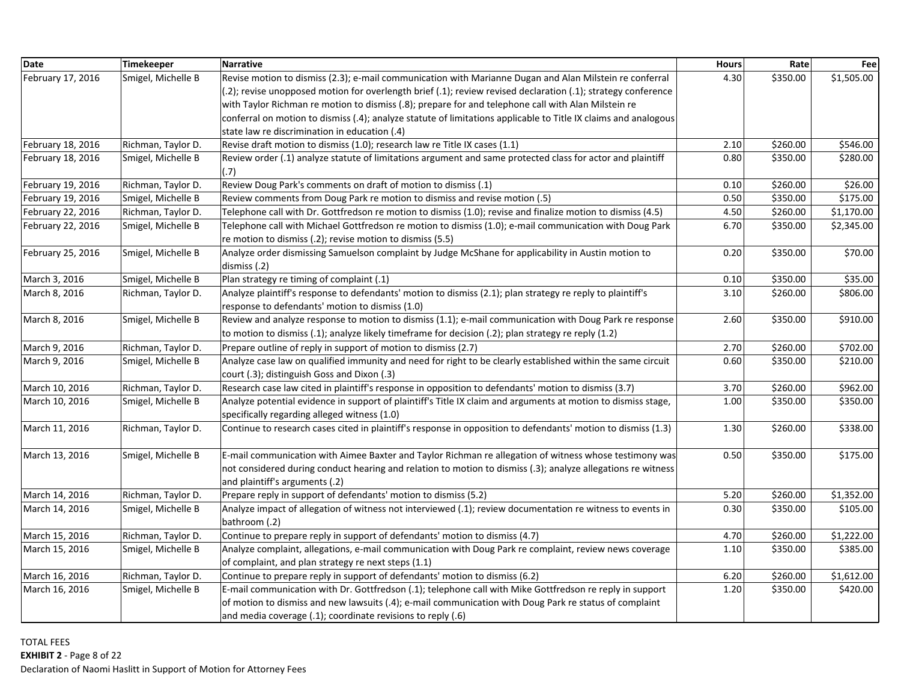| Date | Timekeeper | Narrative | Hours | Rate | Fee |
|---|---|---|---|---|---|
| February 17, 2016 | Smigel, Michelle B | Revise motion to dismiss (2.3); e-mail communication with Marianne Dugan and Alan Milstein re conferral (.2); revise unopposed motion for overlength brief (.1); review revised declaration (.1); strategy conference with Taylor Richman re motion to dismiss (.8); prepare for and telephone call with Alan Milstein re conferral on motion to dismiss (.4); analyze statute of limitations applicable to Title IX claims and analogous state law re discrimination in education (.4) | 4.30 | $350.00 | $1,505.00 |
| February 18, 2016 | Richman, Taylor D. | Revise draft motion to dismiss (1.0); research law re Title IX cases (1.1) | 2.10 | $260.00 | $546.00 |
| February 18, 2016 | Smigel, Michelle B | Review order (.1) analyze statute of limitations argument and same protected class for actor and plaintiff (.7) | 0.80 | $350.00 | $280.00 |
| February 19, 2016 | Richman, Taylor D. | Review Doug Park's comments on draft of motion to dismiss (.1) | 0.10 | $260.00 | $26.00 |
| February 19, 2016 | Smigel, Michelle B | Review comments from Doug Park re motion to dismiss and revise motion (.5) | 0.50 | $350.00 | $175.00 |
| February 22, 2016 | Richman, Taylor D. | Telephone call with Dr. Gottfredson re motion to dismiss (1.0); revise and finalize motion to dismiss (4.5) | 4.50 | $260.00 | $1,170.00 |
| February 22, 2016 | Smigel, Michelle B | Telephone call with Michael Gottfredson re motion to dismiss (1.0); e-mail communication with Doug Park re motion to dismiss (.2); revise motion to dismiss (5.5) | 6.70 | $350.00 | $2,345.00 |
| February 25, 2016 | Smigel, Michelle B | Analyze order dismissing Samuelson complaint by Judge McShane for applicability in Austin motion to dismiss (.2) | 0.20 | $350.00 | $70.00 |
| March 3, 2016 | Smigel, Michelle B | Plan strategy re timing of complaint (.1) | 0.10 | $350.00 | $35.00 |
| March 8, 2016 | Richman, Taylor D. | Analyze plaintiff's response to defendants' motion to dismiss (2.1); plan strategy re reply to plaintiff's response to defendants' motion to dismiss (1.0) | 3.10 | $260.00 | $806.00 |
| March 8, 2016 | Smigel, Michelle B | Review and analyze response to motion to dismiss (1.1); e-mail communication with Doug Park re response to motion to dismiss (.1); analyze likely timeframe for decision (.2); plan strategy re reply (1.2) | 2.60 | $350.00 | $910.00 |
| March 9, 2016 | Richman, Taylor D. | Prepare outline of reply in support of motion to dismiss (2.7) | 2.70 | $260.00 | $702.00 |
| March 9, 2016 | Smigel, Michelle B | Analyze case law on qualified immunity and need for right to be clearly established within the same circuit court (.3); distinguish Goss and Dixon (.3) | 0.60 | $350.00 | $210.00 |
| March 10, 2016 | Richman, Taylor D. | Research case law cited in plaintiff's response in opposition to defendants' motion to dismiss (3.7) | 3.70 | $260.00 | $962.00 |
| March 10, 2016 | Smigel, Michelle B | Analyze potential evidence in support of plaintiff's Title IX claim and arguments at motion to dismiss stage, specifically regarding alleged witness (1.0) | 1.00 | $350.00 | $350.00 |
| March 11, 2016 | Richman, Taylor D. | Continue to research cases cited in plaintiff's response in opposition to defendants' motion to dismiss (1.3) | 1.30 | $260.00 | $338.00 |
| March 13, 2016 | Smigel, Michelle B | E-mail communication with Aimee Baxter and Taylor Richman re allegation of witness whose testimony was not considered during conduct hearing and relation to motion to dismiss (.3); analyze allegations re witness and plaintiff's arguments (.2) | 0.50 | $350.00 | $175.00 |
| March 14, 2016 | Richman, Taylor D. | Prepare reply in support of defendants' motion to dismiss (5.2) | 5.20 | $260.00 | $1,352.00 |
| March 14, 2016 | Smigel, Michelle B | Analyze impact of allegation of witness not interviewed (.1); review documentation re witness to events in bathroom (.2) | 0.30 | $350.00 | $105.00 |
| March 15, 2016 | Richman, Taylor D. | Continue to prepare reply in support of defendants' motion to dismiss (4.7) | 4.70 | $260.00 | $1,222.00 |
| March 15, 2016 | Smigel, Michelle B | Analyze complaint, allegations, e-mail communication with Doug Park re complaint, review news coverage of complaint, and plan strategy re next steps (1.1) | 1.10 | $350.00 | $385.00 |
| March 16, 2016 | Richman, Taylor D. | Continue to prepare reply in support of defendants' motion to dismiss (6.2) | 6.20 | $260.00 | $1,612.00 |
| March 16, 2016 | Smigel, Michelle B | E-mail communication with Dr. Gottfredson (.1); telephone call with Mike Gottfredson re reply in support of motion to dismiss and new lawsuits (.4); e-mail communication with Doug Park re status of complaint and media coverage (.1); coordinate revisions to reply (.6) | 1.20 | $350.00 | $420.00 |

TOTAL FEES

**EXHIBIT 2** - Page 8 of 22

Declaration of Naomi Haslitt in Support of Motion for Attorney Fees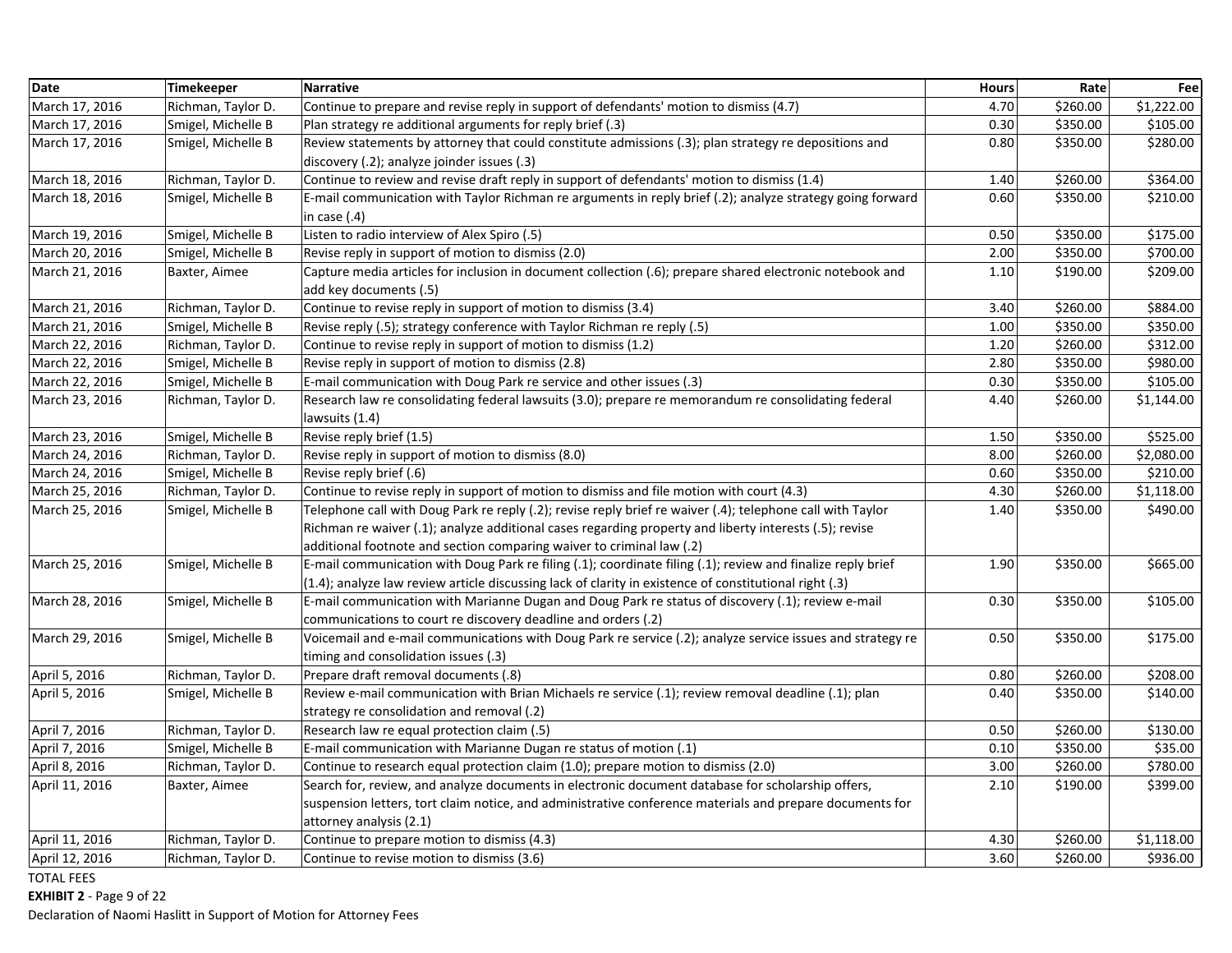| Date | Timekeeper | Narrative | Hours | Rate | Fee |
|---|---|---|---|---|---|
| March 17, 2016 | Richman, Taylor D. | Continue to prepare and revise reply in support of defendants' motion to dismiss (4.7) | 4.70 | $260.00 | $1,222.00 |
| March 17, 2016 | Smigel, Michelle B | Plan strategy re additional arguments for reply brief (.3) | 0.30 | $350.00 | $105.00 |
| March 17, 2016 | Smigel, Michelle B | Review statements by attorney that could constitute admissions (.3); plan strategy re depositions and discovery (.2); analyze joinder issues (.3) | 0.80 | $350.00 | $280.00 |
| March 18, 2016 | Richman, Taylor D. | Continue to review and revise draft reply in support of defendants' motion to dismiss (1.4) | 1.40 | $260.00 | $364.00 |
| March 18, 2016 | Smigel, Michelle B | E-mail communication with Taylor Richman re arguments in reply brief (.2); analyze strategy going forward in case (.4) | 0.60 | $350.00 | $210.00 |
| March 19, 2016 | Smigel, Michelle B | Listen to radio interview of Alex Spiro (.5) | 0.50 | $350.00 | $175.00 |
| March 20, 2016 | Smigel, Michelle B | Revise reply in support of motion to dismiss (2.0) | 2.00 | $350.00 | $700.00 |
| March 21, 2016 | Baxter, Aimee | Capture media articles for inclusion in document collection (.6); prepare shared electronic notebook and add key documents (.5) | 1.10 | $190.00 | $209.00 |
| March 21, 2016 | Richman, Taylor D. | Continue to revise reply in support of motion to dismiss (3.4) | 3.40 | $260.00 | $884.00 |
| March 21, 2016 | Smigel, Michelle B | Revise reply (.5); strategy conference with Taylor Richman re reply (.5) | 1.00 | $350.00 | $350.00 |
| March 22, 2016 | Richman, Taylor D. | Continue to revise reply in support of motion to dismiss (1.2) | 1.20 | $260.00 | $312.00 |
| March 22, 2016 | Smigel, Michelle B | Revise reply in support of motion to dismiss (2.8) | 2.80 | $350.00 | $980.00 |
| March 22, 2016 | Smigel, Michelle B | E-mail communication with Doug Park re service and other issues (.3) | 0.30 | $350.00 | $105.00 |
| March 23, 2016 | Richman, Taylor D. | Research law re consolidating federal lawsuits (3.0); prepare re memorandum re consolidating federal lawsuits (1.4) | 4.40 | $260.00 | $1,144.00 |
| March 23, 2016 | Smigel, Michelle B | Revise reply brief (1.5) | 1.50 | $350.00 | $525.00 |
| March 24, 2016 | Richman, Taylor D. | Revise reply in support of motion to dismiss (8.0) | 8.00 | $260.00 | $2,080.00 |
| March 24, 2016 | Smigel, Michelle B | Revise reply brief (.6) | 0.60 | $350.00 | $210.00 |
| March 25, 2016 | Richman, Taylor D. | Continue to revise reply in support of motion to dismiss and file motion with court (4.3) | 4.30 | $260.00 | $1,118.00 |
| March 25, 2016 | Smigel, Michelle B | Telephone call with Doug Park re reply (.2); revise reply brief re waiver (.4); telephone call with Taylor Richman re waiver (.1); analyze additional cases regarding property and liberty interests (.5); revise additional footnote and section comparing waiver to criminal law (.2) | 1.40 | $350.00 | $490.00 |
| March 25, 2016 | Smigel, Michelle B | E-mail communication with Doug Park re filing (.1); coordinate filing (.1); review and finalize reply brief (1.4); analyze law review article discussing lack of clarity in existence of constitutional right (.3) | 1.90 | $350.00 | $665.00 |
| March 28, 2016 | Smigel, Michelle B | E-mail communication with Marianne Dugan and Doug Park re status of discovery (.1); review e-mail communications to court re discovery deadline and orders (.2) | 0.30 | $350.00 | $105.00 |
| March 29, 2016 | Smigel, Michelle B | Voicemail and e-mail communications with Doug Park re service (.2); analyze service issues and strategy re timing and consolidation issues (.3) | 0.50 | $350.00 | $175.00 |
| April 5, 2016 | Richman, Taylor D. | Prepare draft removal documents (.8) | 0.80 | $260.00 | $208.00 |
| April 5, 2016 | Smigel, Michelle B | Review e-mail communication with Brian Michaels re service (.1); review removal deadline (.1); plan strategy re consolidation and removal (.2) | 0.40 | $350.00 | $140.00 |
| April 7, 2016 | Richman, Taylor D. | Research law re equal protection claim (.5) | 0.50 | $260.00 | $130.00 |
| April 7, 2016 | Smigel, Michelle B | E-mail communication with Marianne Dugan re status of motion (.1) | 0.10 | $350.00 | $35.00 |
| April 8, 2016 | Richman, Taylor D. | Continue to research equal protection claim (1.0); prepare motion to dismiss (2.0) | 3.00 | $260.00 | $780.00 |
| April 11, 2016 | Baxter, Aimee | Search for, review, and analyze documents in electronic document database for scholarship offers, suspension letters, tort claim notice, and administrative conference materials and prepare documents for attorney analysis (2.1) | 2.10 | $190.00 | $399.00 |
| April 11, 2016 | Richman, Taylor D. | Continue to prepare motion to dismiss (4.3) | 4.30 | $260.00 | $1,118.00 |
| April 12, 2016 | Richman, Taylor D. | Continue to revise motion to dismiss (3.6) | 3.60 | $260.00 | $936.00 |

TOTAL FEES

**EXHIBIT 2** - Page 9 of 22

Declaration of Naomi Haslitt in Support of Motion for Attorney Fees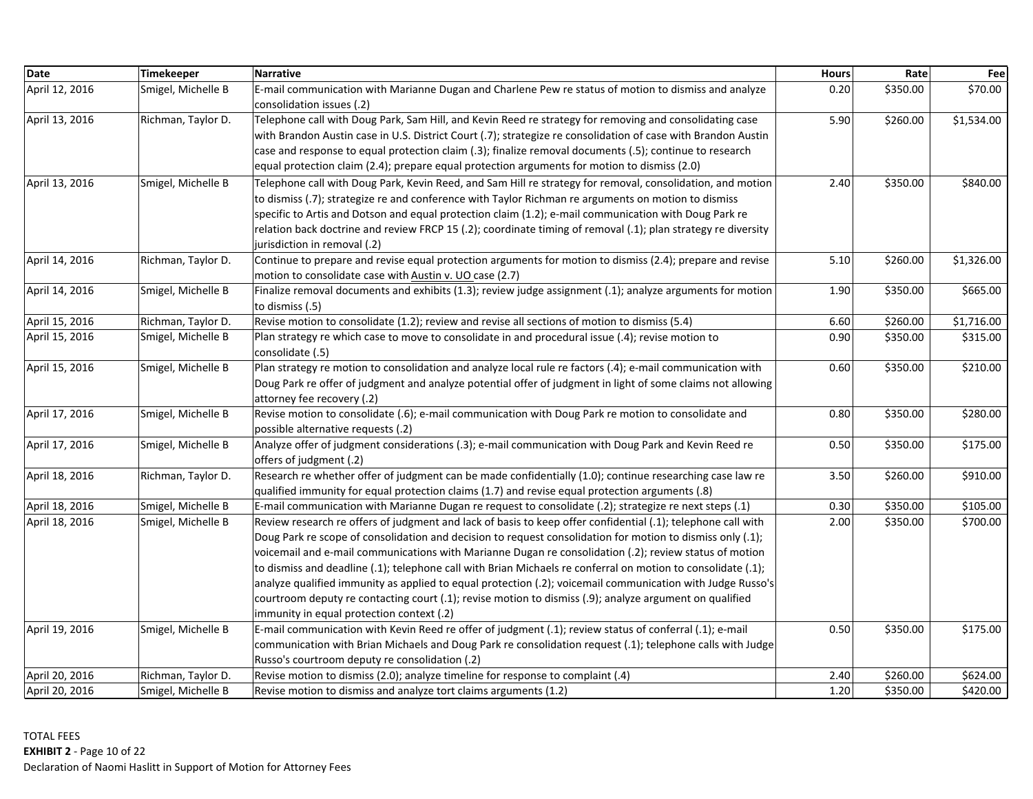| Date | Timekeeper | Narrative | Hours | Rate | Fee |
|---|---|---|---|---|---|
| April 12, 2016 | Smigel, Michelle B | E-mail communication with Marianne Dugan and Charlene Pew re status of motion to dismiss and analyze consolidation issues (.2) | 0.20 | $350.00 | $70.00 |
| April 13, 2016 | Richman, Taylor D. | Telephone call with Doug Park, Sam Hill, and Kevin Reed re strategy for removing and consolidating case with Brandon Austin case in U.S. District Court (.7); strategize re consolidation of case with Brandon Austin case and response to equal protection claim (.3); finalize removal documents (.5); continue to research equal protection claim (2.4); prepare equal protection arguments for motion to dismiss (2.0) | 5.90 | $260.00 | $1,534.00 |
| April 13, 2016 | Smigel, Michelle B | Telephone call with Doug Park, Kevin Reed, and Sam Hill re strategy for removal, consolidation, and motion to dismiss (.7); strategize re and conference with Taylor Richman re arguments on motion to dismiss specific to Artis and Dotson and equal protection claim (1.2); e-mail communication with Doug Park re relation back doctrine and review FRCP 15 (.2); coordinate timing of removal (.1); plan strategy re diversity jurisdiction in removal (.2) | 2.40 | $350.00 | $840.00 |
| April 14, 2016 | Richman, Taylor D. | Continue to prepare and revise equal protection arguments for motion to dismiss (2.4); prepare and revise motion to consolidate case with Austin v. UO case (2.7) | 5.10 | $260.00 | $1,326.00 |
| April 14, 2016 | Smigel, Michelle B | Finalize removal documents and exhibits (1.3); review judge assignment (.1); analyze arguments for motion to dismiss (.5) | 1.90 | $350.00 | $665.00 |
| April 15, 2016 | Richman, Taylor D. | Revise motion to consolidate (1.2); review and revise all sections of motion to dismiss (5.4) | 6.60 | $260.00 | $1,716.00 |
| April 15, 2016 | Smigel, Michelle B | Plan strategy re which case to move to consolidate in and procedural issue (.4); revise motion to consolidate (.5) | 0.90 | $350.00 | $315.00 |
| April 15, 2016 | Smigel, Michelle B | Plan strategy re motion to consolidation and analyze local rule re factors (.4); e-mail communication with Doug Park re offer of judgment and analyze potential offer of judgment in light of some claims not allowing attorney fee recovery (.2) | 0.60 | $350.00 | $210.00 |
| April 17, 2016 | Smigel, Michelle B | Revise motion to consolidate (.6); e-mail communication with Doug Park re motion to consolidate and possible alternative requests (.2) | 0.80 | $350.00 | $280.00 |
| April 17, 2016 | Smigel, Michelle B | Analyze offer of judgment considerations (.3); e-mail communication with Doug Park and Kevin Reed re offers of judgment (.2) | 0.50 | $350.00 | $175.00 |
| April 18, 2016 | Richman, Taylor D. | Research re whether offer of judgment can be made confidentially (1.0); continue researching case law re qualified immunity for equal protection claims (1.7) and revise equal protection arguments (.8) | 3.50 | $260.00 | $910.00 |
| April 18, 2016 | Smigel, Michelle B | E-mail communication with Marianne Dugan re request to consolidate (.2); strategize re next steps (.1) | 0.30 | $350.00 | $105.00 |
| April 18, 2016 | Smigel, Michelle B | Review research re offers of judgment and lack of basis to keep offer confidential (.1); telephone call with Doug Park re scope of consolidation and decision to request consolidation for motion to dismiss only (.1); voicemail and e-mail communications with Marianne Dugan re consolidation (.2); review status of motion to dismiss and deadline (.1); telephone call with Brian Michaels re conferral on motion to consolidate (.1); analyze qualified immunity as applied to equal protection (.2); voicemail communication with Judge Russo's courtroom deputy re contacting court (.1); revise motion to dismiss (.9); analyze argument on qualified immunity in equal protection context (.2) | 2.00 | $350.00 | $700.00 |
| April 19, 2016 | Smigel, Michelle B | E-mail communication with Kevin Reed re offer of judgment (.1); review status of conferral (.1); e-mail communication with Brian Michaels and Doug Park re consolidation request (.1); telephone calls with Judge Russo's courtroom deputy re consolidation (.2) | 0.50 | $350.00 | $175.00 |
| April 20, 2016 | Richman, Taylor D. | Revise motion to dismiss (2.0); analyze timeline for response to complaint (.4) | 2.40 | $260.00 | $624.00 |
| April 20, 2016 | Smigel, Michelle B | Revise motion to dismiss and analyze tort claims arguments (1.2) | 1.20 | $350.00 | $420.00 |

TOTAL FEES

**EXHIBIT 2** - Page 10 of 22

Declaration of Naomi Haslitt in Support of Motion for Attorney Fees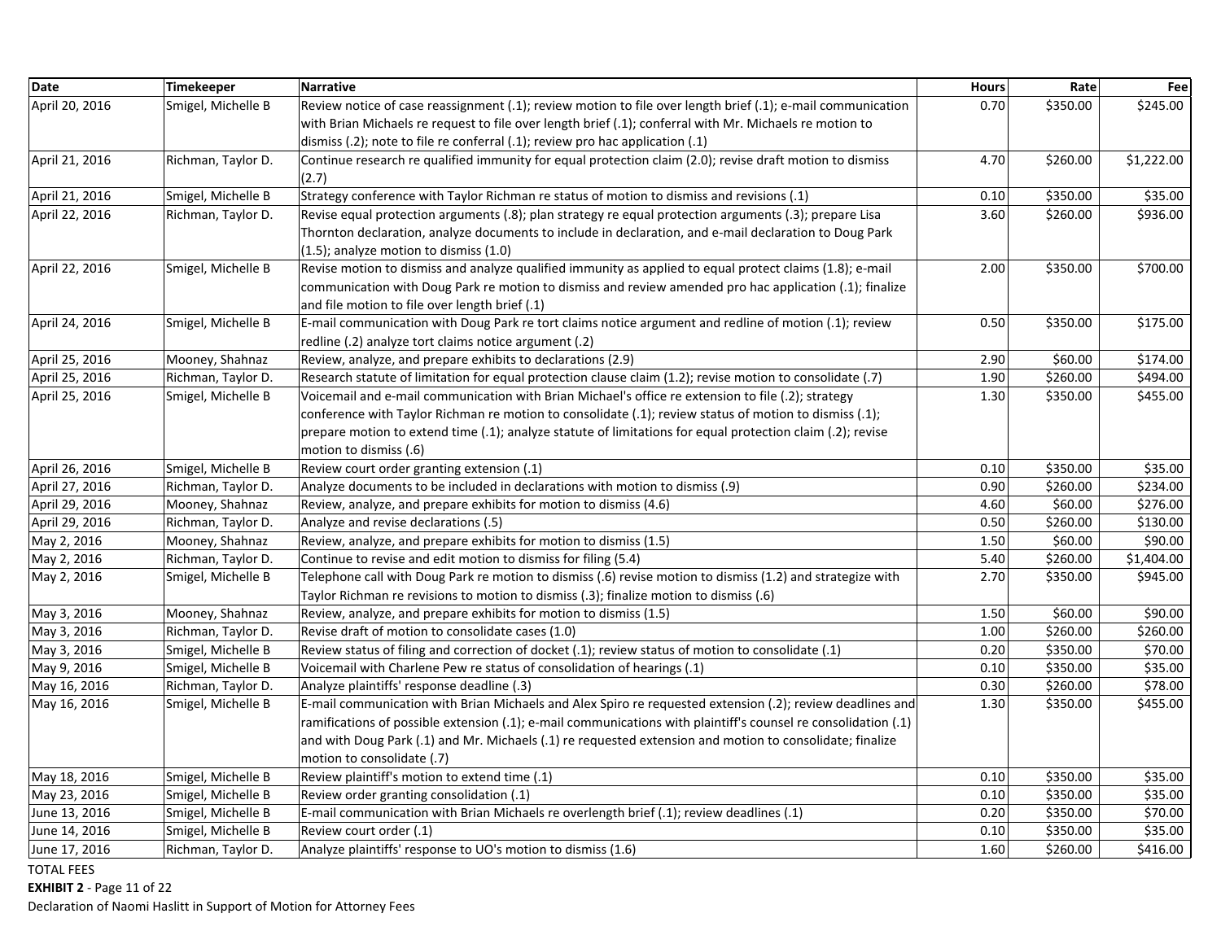| Date | Timekeeper | Narrative | Hours | Rate | Fee |
|---|---|---|---|---|---|
| April 20, 2016 | Smigel, Michelle B | Review notice of case reassignment (.1); review motion to file over length brief (.1); e-mail communication with Brian Michaels re request to file over length brief (.1); conferral with Mr. Michaels re motion to dismiss (.2); note to file re conferral (.1); review pro hac application (.1) | 0.70 | $350.00 | $245.00 |
| April 21, 2016 | Richman, Taylor D. | Continue research re qualified immunity for equal protection claim (2.0); revise draft motion to dismiss (2.7) | 4.70 | $260.00 | $1,222.00 |
| April 21, 2016 | Smigel, Michelle B | Strategy conference with Taylor Richman re status of motion to dismiss and revisions (.1) | 0.10 | $350.00 | $35.00 |
| April 22, 2016 | Richman, Taylor D. | Revise equal protection arguments (.8); plan strategy re equal protection arguments (.3); prepare Lisa Thornton declaration, analyze documents to include in declaration, and e-mail declaration to Doug Park (1.5); analyze motion to dismiss (1.0) | 3.60 | $260.00 | $936.00 |
| April 22, 2016 | Smigel, Michelle B | Revise motion to dismiss and analyze qualified immunity as applied to equal protect claims (1.8); e-mail communication with Doug Park re motion to dismiss and review amended pro hac application (.1); finalize and file motion to file over length brief (.1) | 2.00 | $350.00 | $700.00 |
| April 24, 2016 | Smigel, Michelle B | E-mail communication with Doug Park re tort claims notice argument and redline of motion (.1); review redline (.2) analyze tort claims notice argument (.2) | 0.50 | $350.00 | $175.00 |
| April 25, 2016 | Mooney, Shahnaz | Review, analyze, and prepare exhibits to declarations (2.9) | 2.90 | $60.00 | $174.00 |
| April 25, 2016 | Richman, Taylor D. | Research statute of limitation for equal protection clause claim (1.2); revise motion to consolidate (.7) | 1.90 | $260.00 | $494.00 |
| April 25, 2016 | Smigel, Michelle B | Voicemail and e-mail communication with Brian Michael's office re extension to file (.2); strategy conference with Taylor Richman re motion to consolidate (.1); review status of motion to dismiss (.1); prepare motion to extend time (.1); analyze statute of limitations for equal protection claim (.2); revise motion to dismiss (.6) | 1.30 | $350.00 | $455.00 |
| April 26, 2016 | Smigel, Michelle B | Review court order granting extension (.1) | 0.10 | $350.00 | $35.00 |
| April 27, 2016 | Richman, Taylor D. | Analyze documents to be included in declarations with motion to dismiss (.9) | 0.90 | $260.00 | $234.00 |
| April 29, 2016 | Mooney, Shahnaz | Review, analyze, and prepare exhibits for motion to dismiss (4.6) | 4.60 | $60.00 | $276.00 |
| April 29, 2016 | Richman, Taylor D. | Analyze and revise declarations (.5) | 0.50 | $260.00 | $130.00 |
| May 2, 2016 | Mooney, Shahnaz | Review, analyze, and prepare exhibits for motion to dismiss (1.5) | 1.50 | $60.00 | $90.00 |
| May 2, 2016 | Richman, Taylor D. | Continue to revise and edit motion to dismiss for filing (5.4) | 5.40 | $260.00 | $1,404.00 |
| May 2, 2016 | Smigel, Michelle B | Telephone call with Doug Park re motion to dismiss (.6) revise motion to dismiss (1.2) and strategize with Taylor Richman re revisions to motion to dismiss (.3); finalize motion to dismiss (.6) | 2.70 | $350.00 | $945.00 |
| May 3, 2016 | Mooney, Shahnaz | Review, analyze, and prepare exhibits for motion to dismiss (1.5) | 1.50 | $60.00 | $90.00 |
| May 3, 2016 | Richman, Taylor D. | Revise draft of motion to consolidate cases (1.0) | 1.00 | $260.00 | $260.00 |
| May 3, 2016 | Smigel, Michelle B | Review status of filing and correction of docket (.1); review status of motion to consolidate (.1) | 0.20 | $350.00 | $70.00 |
| May 9, 2016 | Smigel, Michelle B | Voicemail with Charlene Pew re status of consolidation of hearings (.1) | 0.10 | $350.00 | $35.00 |
| May 16, 2016 | Richman, Taylor D. | Analyze plaintiffs' response deadline (.3) | 0.30 | $260.00 | $78.00 |
| May 16, 2016 | Smigel, Michelle B | E-mail communication with Brian Michaels and Alex Spiro re requested extension (.2); review deadlines and ramifications of possible extension (.1); e-mail communications with plaintiff's counsel re consolidation (.1) and with Doug Park (.1) and Mr. Michaels (.1) re requested extension and motion to consolidate; finalize motion to consolidate (.7) | 1.30 | $350.00 | $455.00 |
| May 18, 2016 | Smigel, Michelle B | Review plaintiff's motion to extend time (.1) | 0.10 | $350.00 | $35.00 |
| May 23, 2016 | Smigel, Michelle B | Review order granting consolidation (.1) | 0.10 | $350.00 | $35.00 |
| June 13, 2016 | Smigel, Michelle B | E-mail communication with Brian Michaels re overlength brief (.1); review deadlines (.1) | 0.20 | $350.00 | $70.00 |
| June 14, 2016 | Smigel, Michelle B | Review court order (.1) | 0.10 | $350.00 | $35.00 |
| June 17, 2016 | Richman, Taylor D. | Analyze plaintiffs' response to UO's motion to dismiss (1.6) | 1.60 | $260.00 | $416.00 |

TOTAL FEES

**EXHIBIT 2** - Page 11 of 22

Declaration of Naomi Haslitt in Support of Motion for Attorney Fees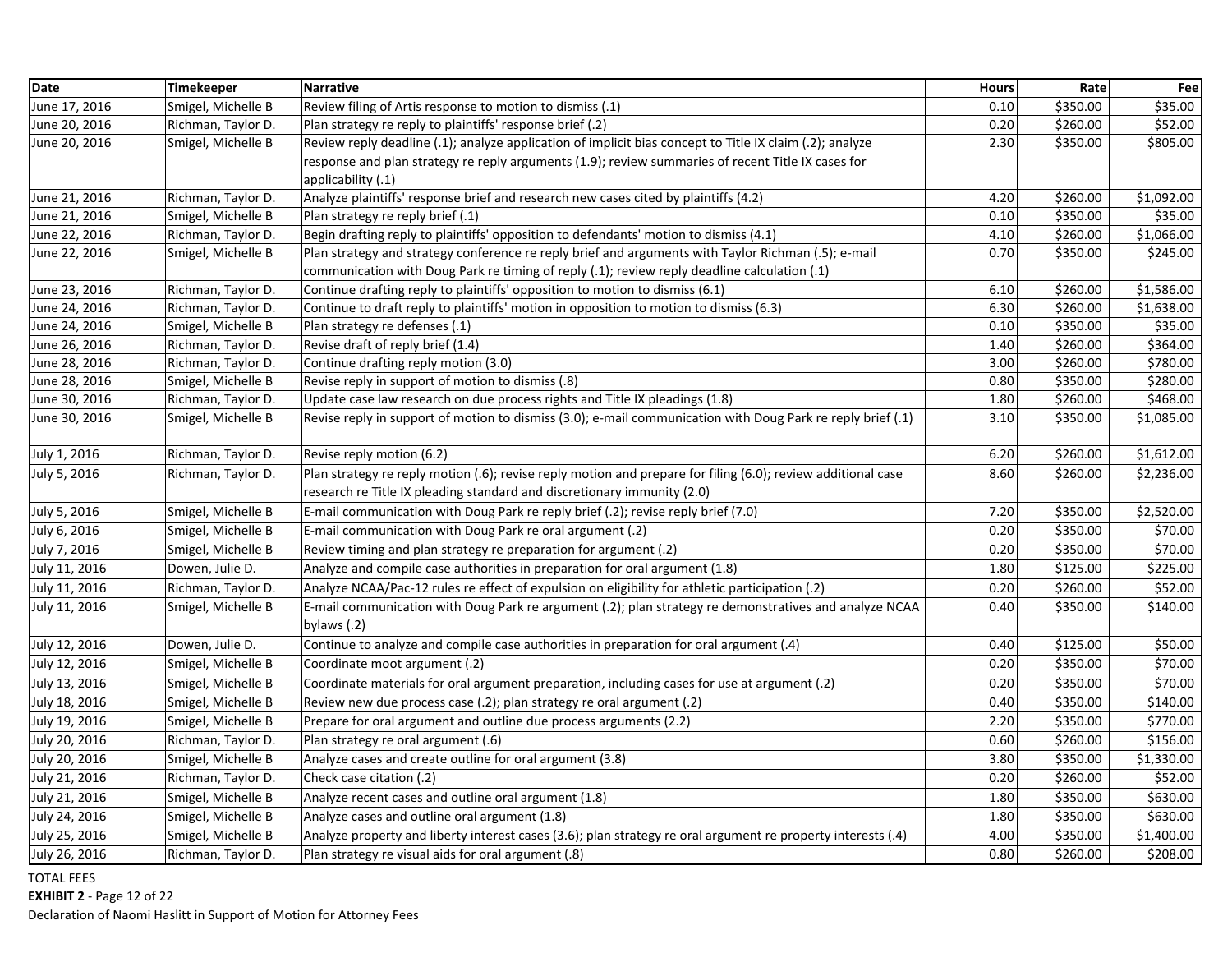| Date | Timekeeper | Narrative | Hours | Rate | Fee |
|---|---|---|---|---|---|
| June 17, 2016 | Smigel, Michelle B | Review filing of Artis response to motion to dismiss (.1) | 0.10 | $350.00 | $35.00 |
| June 20, 2016 | Richman, Taylor D. | Plan strategy re reply to plaintiffs' response brief (.2) | 0.20 | $260.00 | $52.00 |
| June 20, 2016 | Smigel, Michelle B | Review reply deadline (.1); analyze application of implicit bias concept to Title IX claim (.2); analyze response and plan strategy re reply arguments (1.9); review summaries of recent Title IX cases for applicability (.1) | 2.30 | $350.00 | $805.00 |
| June 21, 2016 | Richman, Taylor D. | Analyze plaintiffs' response brief and research new cases cited by plaintiffs (4.2) | 4.20 | $260.00 | $1,092.00 |
| June 21, 2016 | Smigel, Michelle B | Plan strategy re reply brief (.1) | 0.10 | $350.00 | $35.00 |
| June 22, 2016 | Richman, Taylor D. | Begin drafting reply to plaintiffs' opposition to defendants' motion to dismiss (4.1) | 4.10 | $260.00 | $1,066.00 |
| June 22, 2016 | Smigel, Michelle B | Plan strategy and strategy conference re reply brief and arguments with Taylor Richman (.5); e-mail communication with Doug Park re timing of reply (.1); review reply deadline calculation (.1) | 0.70 | $350.00 | $245.00 |
| June 23, 2016 | Richman, Taylor D. | Continue drafting reply to plaintiffs' opposition to motion to dismiss (6.1) | 6.10 | $260.00 | $1,586.00 |
| June 24, 2016 | Richman, Taylor D. | Continue to draft reply to plaintiffs' motion in opposition to motion to dismiss (6.3) | 6.30 | $260.00 | $1,638.00 |
| June 24, 2016 | Smigel, Michelle B | Plan strategy re defenses (.1) | 0.10 | $350.00 | $35.00 |
| June 26, 2016 | Richman, Taylor D. | Revise draft of reply brief (1.4) | 1.40 | $260.00 | $364.00 |
| June 28, 2016 | Richman, Taylor D. | Continue drafting reply motion (3.0) | 3.00 | $260.00 | $780.00 |
| June 28, 2016 | Smigel, Michelle B | Revise reply in support of motion to dismiss (.8) | 0.80 | $350.00 | $280.00 |
| June 30, 2016 | Richman, Taylor D. | Update case law research on due process rights and Title IX pleadings (1.8) | 1.80 | $260.00 | $468.00 |
| June 30, 2016 | Smigel, Michelle B | Revise reply in support of motion to dismiss (3.0); e-mail communication with Doug Park re reply brief (.1) | 3.10 | $350.00 | $1,085.00 |
| July 1, 2016 | Richman, Taylor D. | Revise reply motion (6.2) | 6.20 | $260.00 | $1,612.00 |
| July 5, 2016 | Richman, Taylor D. | Plan strategy re reply motion (.6); revise reply motion and prepare for filing (6.0); review additional case research re Title IX pleading standard and discretionary immunity (2.0) | 8.60 | $260.00 | $2,236.00 |
| July 5, 2016 | Smigel, Michelle B | E-mail communication with Doug Park re reply brief (.2); revise reply brief (7.0) | 7.20 | $350.00 | $2,520.00 |
| July 6, 2016 | Smigel, Michelle B | E-mail communication with Doug Park re oral argument (.2) | 0.20 | $350.00 | $70.00 |
| July 7, 2016 | Smigel, Michelle B | Review timing and plan strategy re preparation for argument (.2) | 0.20 | $350.00 | $70.00 |
| July 11, 2016 | Dowen, Julie D. | Analyze and compile case authorities in preparation for oral argument (1.8) | 1.80 | $125.00 | $225.00 |
| July 11, 2016 | Richman, Taylor D. | Analyze NCAA/Pac-12 rules re effect of expulsion on eligibility for athletic participation (.2) | 0.20 | $260.00 | $52.00 |
| July 11, 2016 | Smigel, Michelle B | E-mail communication with Doug Park re argument (.2); plan strategy re demonstratives and analyze NCAA bylaws (.2) | 0.40 | $350.00 | $140.00 |
| July 12, 2016 | Dowen, Julie D. | Continue to analyze and compile case authorities in preparation for oral argument (.4) | 0.40 | $125.00 | $50.00 |
| July 12, 2016 | Smigel, Michelle B | Coordinate moot argument (.2) | 0.20 | $350.00 | $70.00 |
| July 13, 2016 | Smigel, Michelle B | Coordinate materials for oral argument preparation, including cases for use at argument (.2) | 0.20 | $350.00 | $70.00 |
| July 18, 2016 | Smigel, Michelle B | Review new due process case (.2); plan strategy re oral argument (.2) | 0.40 | $350.00 | $140.00 |
| July 19, 2016 | Smigel, Michelle B | Prepare for oral argument and outline due process arguments (2.2) | 2.20 | $350.00 | $770.00 |
| July 20, 2016 | Richman, Taylor D. | Plan strategy re oral argument (.6) | 0.60 | $260.00 | $156.00 |
| July 20, 2016 | Smigel, Michelle B | Analyze cases and create outline for oral argument (3.8) | 3.80 | $350.00 | $1,330.00 |
| July 21, 2016 | Richman, Taylor D. | Check case citation (.2) | 0.20 | $260.00 | $52.00 |
| July 21, 2016 | Smigel, Michelle B | Analyze recent cases and outline oral argument (1.8) | 1.80 | $350.00 | $630.00 |
| July 24, 2016 | Smigel, Michelle B | Analyze cases and outline oral argument (1.8) | 1.80 | $350.00 | $630.00 |
| July 25, 2016 | Smigel, Michelle B | Analyze property and liberty interest cases (3.6); plan strategy re oral argument re property interests (.4) | 4.00 | $350.00 | $1,400.00 |
| July 26, 2016 | Richman, Taylor D. | Plan strategy re visual aids for oral argument (.8) | 0.80 | $260.00 | $208.00 |

TOTAL FEES

**EXHIBIT 2** - Page 12 of 22

Declaration of Naomi Haslitt in Support of Motion for Attorney Fees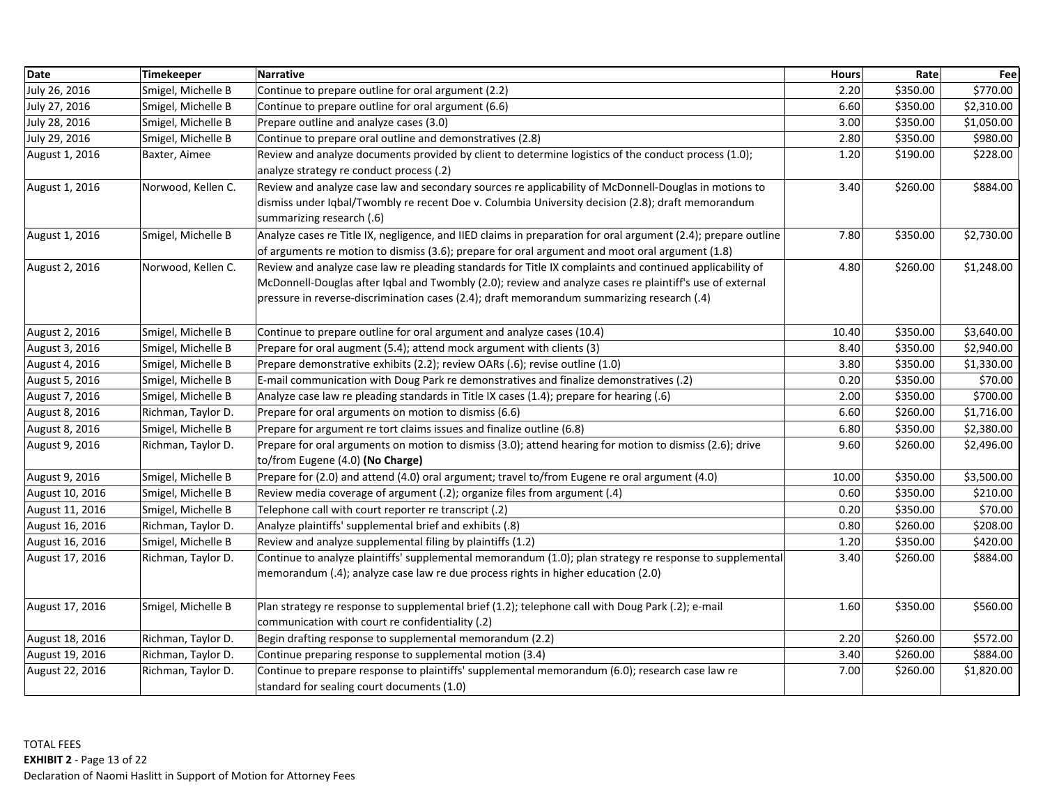| Date | Timekeeper | Narrative | Hours | Rate | Fee |
|---|---|---|---|---|---|
| July 26, 2016 | Smigel, Michelle B | Continue to prepare outline for oral argument (2.2) | 2.20 | $350.00 | $770.00 |
| July 27, 2016 | Smigel, Michelle B | Continue to prepare outline for oral argument (6.6) | 6.60 | $350.00 | $2,310.00 |
| July 28, 2016 | Smigel, Michelle B | Prepare outline and analyze cases (3.0) | 3.00 | $350.00 | $1,050.00 |
| July 29, 2016 | Smigel, Michelle B | Continue to prepare oral outline and demonstratives (2.8) | 2.80 | $350.00 | $980.00 |
| August 1, 2016 | Baxter, Aimee | Review and analyze documents provided by client to determine logistics of the conduct process (1.0); analyze strategy re conduct process (.2) | 1.20 | $190.00 | $228.00 |
| August 1, 2016 | Norwood, Kellen C. | Review and analyze case law and secondary sources re applicability of McDonnell-Douglas in motions to dismiss under Iqbal/Twombly re recent Doe v. Columbia University decision (2.8); draft memorandum summarizing research (.6) | 3.40 | $260.00 | $884.00 |
| August 1, 2016 | Smigel, Michelle B | Analyze cases re Title IX, negligence, and IIED claims in preparation for oral argument (2.4); prepare outline of arguments re motion to dismiss (3.6); prepare for oral argument and moot oral argument (1.8) | 7.80 | $350.00 | $2,730.00 |
| August 2, 2016 | Norwood, Kellen C. | Review and analyze case law re pleading standards for Title IX complaints and continued applicability of McDonnell-Douglas after Iqbal and Twombly (2.0); review and analyze cases re plaintiff's use of external pressure in reverse-discrimination cases (2.4); draft memorandum summarizing research (.4) | 4.80 | $260.00 | $1,248.00 |
| August 2, 2016 | Smigel, Michelle B | Continue to prepare outline for oral argument and analyze cases (10.4) | 10.40 | $350.00 | $3,640.00 |
| August 3, 2016 | Smigel, Michelle B | Prepare for oral augment (5.4); attend mock argument with clients (3) | 8.40 | $350.00 | $2,940.00 |
| August 4, 2016 | Smigel, Michelle B | Prepare demonstrative exhibits (2.2); review OARs (.6); revise outline (1.0) | 3.80 | $350.00 | $1,330.00 |
| August 5, 2016 | Smigel, Michelle B | E-mail communication with Doug Park re demonstratives and finalize demonstratives (.2) | 0.20 | $350.00 | $70.00 |
| August 7, 2016 | Smigel, Michelle B | Analyze case law re pleading standards in Title IX cases (1.4); prepare for hearing (.6) | 2.00 | $350.00 | $700.00 |
| August 8, 2016 | Richman, Taylor D. | Prepare for oral arguments on motion to dismiss (6.6) | 6.60 | $260.00 | $1,716.00 |
| August 8, 2016 | Smigel, Michelle B | Prepare for argument re tort claims issues and finalize outline (6.8) | 6.80 | $350.00 | $2,380.00 |
| August 9, 2016 | Richman, Taylor D. | Prepare for oral arguments on motion to dismiss (3.0); attend hearing for motion to dismiss (2.6); drive to/from Eugene (4.0) **(No Charge)** | 9.60 | $260.00 | $2,496.00 |
| August 9, 2016 | Smigel, Michelle B | Prepare for (2.0) and attend (4.0) oral argument; travel to/from Eugene re oral argument (4.0) | 10.00 | $350.00 | $3,500.00 |
| August 10, 2016 | Smigel, Michelle B | Review media coverage of argument (.2); organize files from argument (.4) | 0.60 | $350.00 | $210.00 |
| August 11, 2016 | Smigel, Michelle B | Telephone call with court reporter re transcript (.2) | 0.20 | $350.00 | $70.00 |
| August 16, 2016 | Richman, Taylor D. | Analyze plaintiffs' supplemental brief and exhibits (.8) | 0.80 | $260.00 | $208.00 |
| August 16, 2016 | Smigel, Michelle B | Review and analyze supplemental filing by plaintiffs (1.2) | 1.20 | $350.00 | $420.00 |
| August 17, 2016 | Richman, Taylor D. | Continue to analyze plaintiffs' supplemental memorandum (1.0); plan strategy re response to supplemental memorandum (.4); analyze case law re due process rights in higher education (2.0) | 3.40 | $260.00 | $884.00 |
| August 17, 2016 | Smigel, Michelle B | Plan strategy re response to supplemental brief (1.2); telephone call with Doug Park (.2); e-mail communication with court re confidentiality (.2) | 1.60 | $350.00 | $560.00 |
| August 18, 2016 | Richman, Taylor D. | Begin drafting response to supplemental memorandum (2.2) | 2.20 | $260.00 | $572.00 |
| August 19, 2016 | Richman, Taylor D. | Continue preparing response to supplemental motion (3.4) | 3.40 | $260.00 | $884.00 |
| August 22, 2016 | Richman, Taylor D. | Continue to prepare response to plaintiffs' supplemental memorandum (6.0); research case law re standard for sealing court documents (1.0) | 7.00 | $260.00 | $1,820.00 |

TOTAL FEES

**EXHIBIT 2** - Page 13 of 22

Declaration of Naomi Haslitt in Support of Motion for Attorney Fees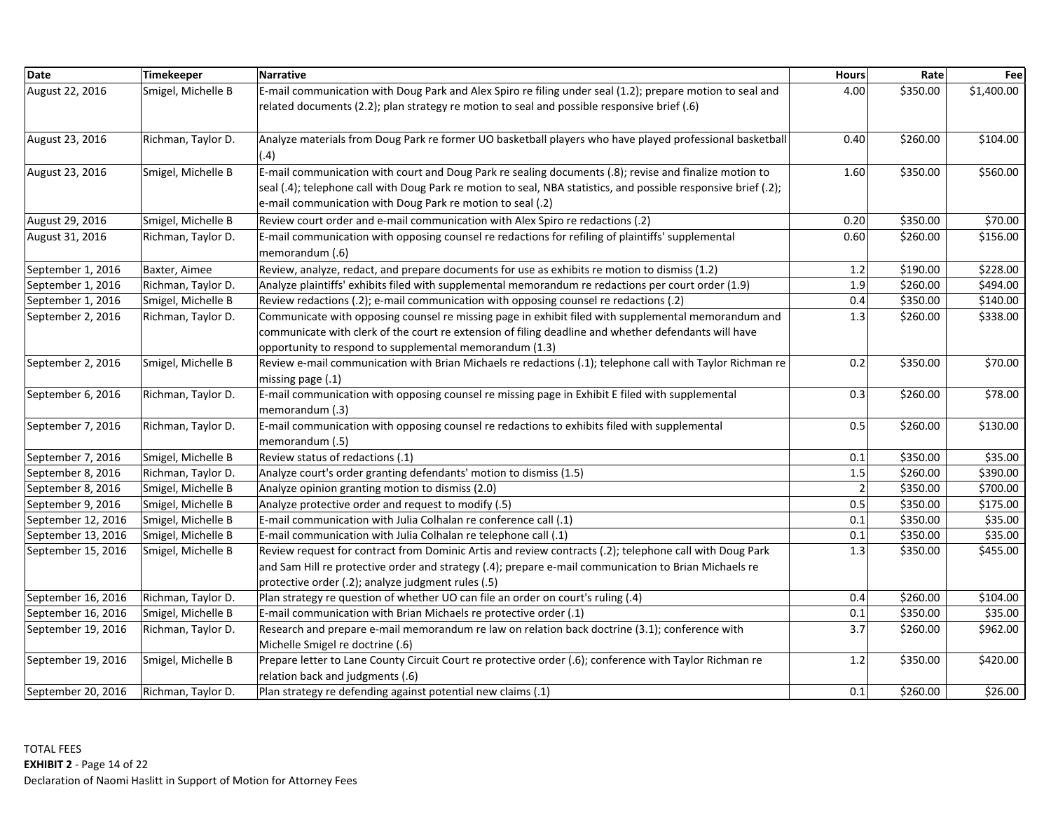| Date | Timekeeper | Narrative | Hours | Rate | Fee |
|---|---|---|---|---|---|
| August 22, 2016 | Smigel, Michelle B | E-mail communication with Doug Park and Alex Spiro re filing under seal (1.2); prepare motion to seal and related documents (2.2); plan strategy re motion to seal and possible responsive brief (.6) | 4.00 | $350.00 | $1,400.00 |
| August 23, 2016 | Richman, Taylor D. | Analyze materials from Doug Park re former UO basketball players who have played professional basketball (.4) | 0.40 | $260.00 | $104.00 |
| August 23, 2016 | Smigel, Michelle B | E-mail communication with court and Doug Park re sealing documents (.8); revise and finalize motion to seal (.4); telephone call with Doug Park re motion to seal, NBA statistics, and possible responsive brief (.2); e-mail communication with Doug Park re motion to seal (.2) | 1.60 | $350.00 | $560.00 |
| August 29, 2016 | Smigel, Michelle B | Review court order and e-mail communication with Alex Spiro re redactions (.2) | 0.20 | $350.00 | $70.00 |
| August 31, 2016 | Richman, Taylor D. | E-mail communication with opposing counsel re redactions for refiling of plaintiffs' supplemental memorandum (.6) | 0.60 | $260.00 | $156.00 |
| September 1, 2016 | Baxter, Aimee | Review, analyze, redact, and prepare documents for use as exhibits re motion to dismiss (1.2) | 1.2 | $190.00 | $228.00 |
| September 1, 2016 | Richman, Taylor D. | Analyze plaintiffs' exhibits filed with supplemental memorandum re redactions per court order (1.9) | 1.9 | $260.00 | $494.00 |
| September 1, 2016 | Smigel, Michelle B | Review redactions (.2); e-mail communication with opposing counsel re redactions (.2) | 0.4 | $350.00 | $140.00 |
| September 2, 2016 | Richman, Taylor D. | Communicate with opposing counsel re missing page in exhibit filed with supplemental memorandum and communicate with clerk of the court re extension of filing deadline and whether defendants will have opportunity to respond to supplemental memorandum (1.3) | 1.3 | $260.00 | $338.00 |
| September 2, 2016 | Smigel, Michelle B | Review e-mail communication with Brian Michaels re redactions (.1); telephone call with Taylor Richman re missing page (.1) | 0.2 | $350.00 | $70.00 |
| September 6, 2016 | Richman, Taylor D. | E-mail communication with opposing counsel re missing page in Exhibit E filed with supplemental memorandum (.3) | 0.3 | $260.00 | $78.00 |
| September 7, 2016 | Richman, Taylor D. | E-mail communication with opposing counsel re redactions to exhibits filed with supplemental memorandum (.5) | 0.5 | $260.00 | $130.00 |
| September 7, 2016 | Smigel, Michelle B | Review status of redactions (.1) | 0.1 | $350.00 | $35.00 |
| September 8, 2016 | Richman, Taylor D. | Analyze court's order granting defendants' motion to dismiss (1.5) | 1.5 | $260.00 | $390.00 |
| September 8, 2016 | Smigel, Michelle B | Analyze opinion granting motion to dismiss (2.0) | 2 | $350.00 | $700.00 |
| September 9, 2016 | Smigel, Michelle B | Analyze protective order and request to modify (.5) | 0.5 | $350.00 | $175.00 |
| September 12, 2016 | Smigel, Michelle B | E-mail communication with Julia Colhalan re conference call (.1) | 0.1 | $350.00 | $35.00 |
| September 13, 2016 | Smigel, Michelle B | E-mail communication with Julia Colhalan re telephone call (.1) | 0.1 | $350.00 | $35.00 |
| September 15, 2016 | Smigel, Michelle B | Review request for contract from Dominic Artis and review contracts (.2); telephone call with Doug Park and Sam Hill re protective order and strategy (.4); prepare e-mail communication to Brian Michaels re protective order (.2); analyze judgment rules (.5) | 1.3 | $350.00 | $455.00 |
| September 16, 2016 | Richman, Taylor D. | Plan strategy re question of whether UO can file an order on court's ruling (.4) | 0.4 | $260.00 | $104.00 |
| September 16, 2016 | Smigel, Michelle B | E-mail communication with Brian Michaels re protective order (.1) | 0.1 | $350.00 | $35.00 |
| September 19, 2016 | Richman, Taylor D. | Research and prepare e-mail memorandum re law on relation back doctrine (3.1); conference with Michelle Smigel re doctrine (.6) | 3.7 | $260.00 | $962.00 |
| September 19, 2016 | Smigel, Michelle B | Prepare letter to Lane County Circuit Court re protective order (.6); conference with Taylor Richman re relation back and judgments (.6) | 1.2 | $350.00 | $420.00 |
| September 20, 2016 | Richman, Taylor D. | Plan strategy re defending against potential new claims (.1) | 0.1 | $260.00 | $26.00 |

TOTAL FEES

**EXHIBIT 2** - Page 14 of 22

Declaration of Naomi Haslitt in Support of Motion for Attorney Fees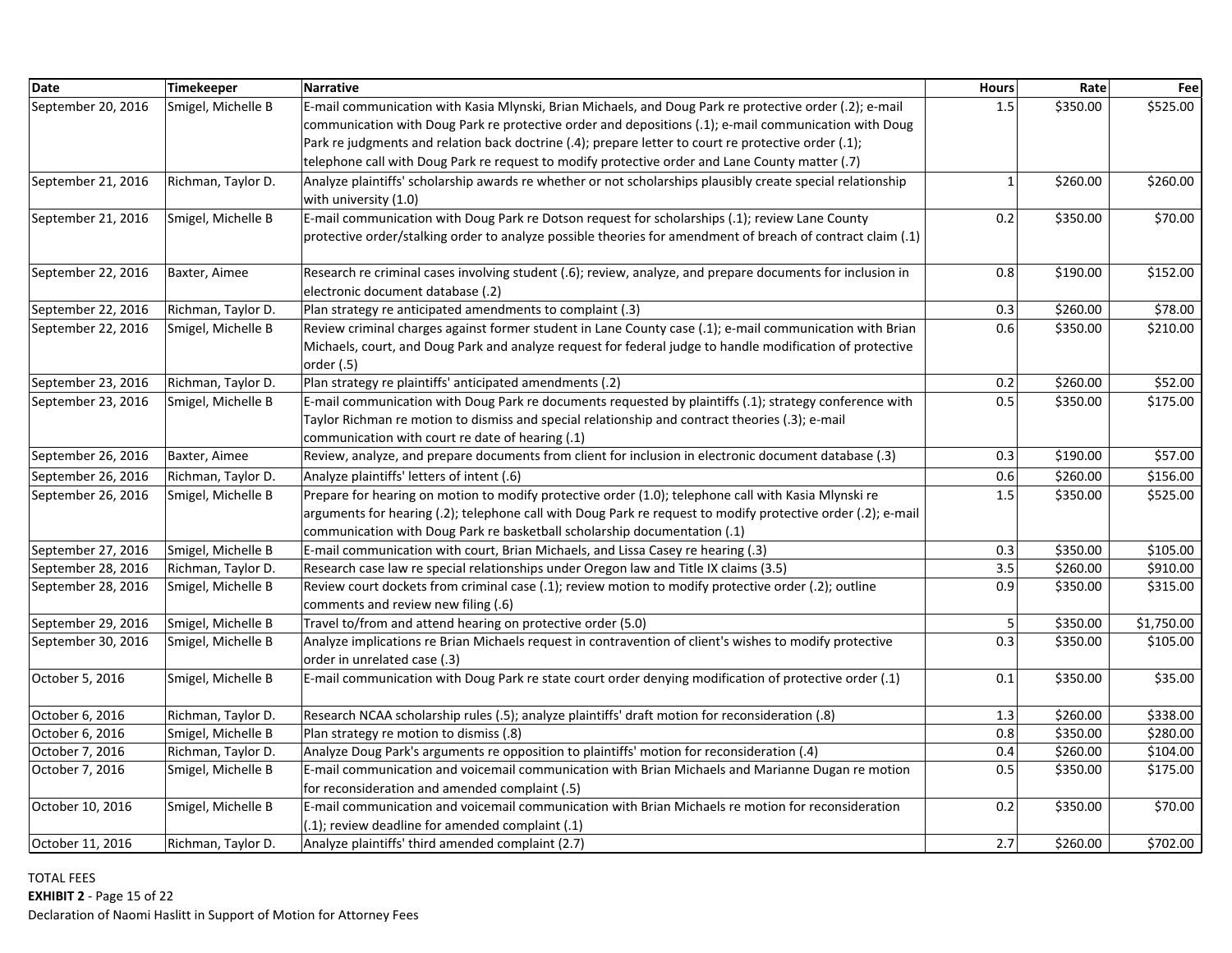| Date | Timekeeper | Narrative | Hours | Rate | Fee |
|---|---|---|---|---|---|
| September 20, 2016 | Smigel, Michelle B | E-mail communication with Kasia Mlynski, Brian Michaels, and Doug Park re protective order (.2); e-mail communication with Doug Park re protective order and depositions (.1); e-mail communication with Doug Park re judgments and relation back doctrine (.4); prepare letter to court re protective order (.1); telephone call with Doug Park re request to modify protective order and Lane County matter (.7) | 1.5 | $350.00 | $525.00 |
| September 21, 2016 | Richman, Taylor D. | Analyze plaintiffs' scholarship awards re whether or not scholarships plausibly create special relationship with university (1.0) | 1 | $260.00 | $260.00 |
| September 21, 2016 | Smigel, Michelle B | E-mail communication with Doug Park re Dotson request for scholarships (.1); review Lane County protective order/stalking order to analyze possible theories for amendment of breach of contract claim (.1) | 0.2 | $350.00 | $70.00 |
| September 22, 2016 | Baxter, Aimee | Research re criminal cases involving student (.6); review, analyze, and prepare documents for inclusion in electronic document database (.2) | 0.8 | $190.00 | $152.00 |
| September 22, 2016 | Richman, Taylor D. | Plan strategy re anticipated amendments to complaint (.3) | 0.3 | $260.00 | $78.00 |
| September 22, 2016 | Smigel, Michelle B | Review criminal charges against former student in Lane County case (.1); e-mail communication with Brian Michaels, court, and Doug Park and analyze request for federal judge to handle modification of protective order (.5) | 0.6 | $350.00 | $210.00 |
| September 23, 2016 | Richman, Taylor D. | Plan strategy re plaintiffs' anticipated amendments (.2) | 0.2 | $260.00 | $52.00 |
| September 23, 2016 | Smigel, Michelle B | E-mail communication with Doug Park re documents requested by plaintiffs (.1); strategy conference with Taylor Richman re motion to dismiss and special relationship and contract theories (.3); e-mail communication with court re date of hearing (.1) | 0.5 | $350.00 | $175.00 |
| September 26, 2016 | Baxter, Aimee | Review, analyze, and prepare documents from client for inclusion in electronic document database (.3) | 0.3 | $190.00 | $57.00 |
| September 26, 2016 | Richman, Taylor D. | Analyze plaintiffs' letters of intent (.6) | 0.6 | $260.00 | $156.00 |
| September 26, 2016 | Smigel, Michelle B | Prepare for hearing on motion to modify protective order (1.0); telephone call with Kasia Mlynski re arguments for hearing (.2); telephone call with Doug Park re request to modify protective order (.2); e-mail communication with Doug Park re basketball scholarship documentation (.1) | 1.5 | $350.00 | $525.00 |
| September 27, 2016 | Smigel, Michelle B | E-mail communication with court, Brian Michaels, and Lissa Casey re hearing (.3) | 0.3 | $350.00 | $105.00 |
| September 28, 2016 | Richman, Taylor D. | Research case law re special relationships under Oregon law and Title IX claims (3.5) | 3.5 | $260.00 | $910.00 |
| September 28, 2016 | Smigel, Michelle B | Review court dockets from criminal case (.1); review motion to modify protective order (.2); outline comments and review new filing (.6) | 0.9 | $350.00 | $315.00 |
| September 29, 2016 | Smigel, Michelle B | Travel to/from and attend hearing on protective order (5.0) | 5 | $350.00 | $1,750.00 |
| September 30, 2016 | Smigel, Michelle B | Analyze implications re Brian Michaels request in contravention of client's wishes to modify protective order in unrelated case (.3) | 0.3 | $350.00 | $105.00 |
| October 5, 2016 | Smigel, Michelle B | E-mail communication with Doug Park re state court order denying modification of protective order (.1) | 0.1 | $350.00 | $35.00 |
| October 6, 2016 | Richman, Taylor D. | Research NCAA scholarship rules (.5); analyze plaintiffs' draft motion for reconsideration (.8) | 1.3 | $260.00 | $338.00 |
| October 6, 2016 | Smigel, Michelle B | Plan strategy re motion to dismiss (.8) | 0.8 | $350.00 | $280.00 |
| October 7, 2016 | Richman, Taylor D. | Analyze Doug Park's arguments re opposition to plaintiffs' motion for reconsideration (.4) | 0.4 | $260.00 | $104.00 |
| October 7, 2016 | Smigel, Michelle B | E-mail communication and voicemail communication with Brian Michaels and Marianne Dugan re motion for reconsideration and amended complaint (.5) | 0.5 | $350.00 | $175.00 |
| October 10, 2016 | Smigel, Michelle B | E-mail communication and voicemail communication with Brian Michaels re motion for reconsideration (.1); review deadline for amended complaint (.1) | 0.2 | $350.00 | $70.00 |
| October 11, 2016 | Richman, Taylor D. | Analyze plaintiffs' third amended complaint (2.7) | 2.7 | $260.00 | $702.00 |

TOTAL FEES

**EXHIBIT 2** - Page 15 of 22

Declaration of Naomi Haslitt in Support of Motion for Attorney Fees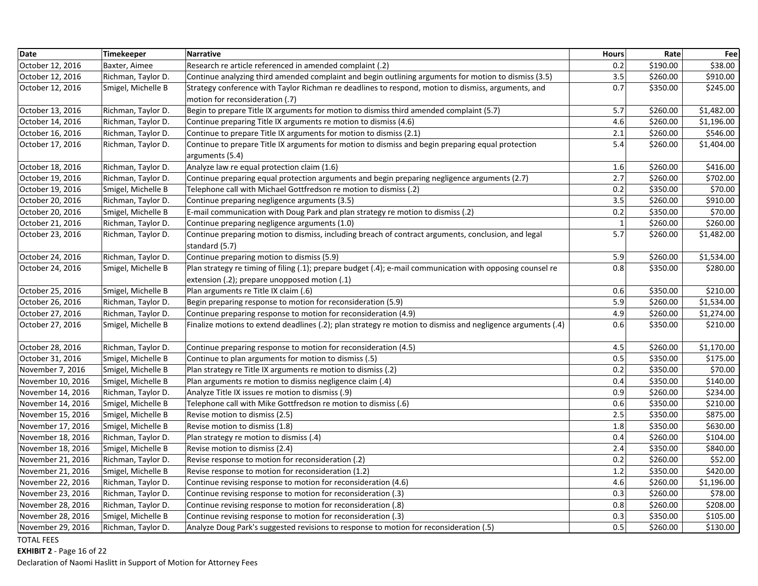| Date | Timekeeper | Narrative | Hours | Rate | Fee |
|---|---|---|---|---|---|
| October 12, 2016 | Baxter, Aimee | Research re article referenced in amended complaint (.2) | 0.2 | $190.00 | $38.00 |
| October 12, 2016 | Richman, Taylor D. | Continue analyzing third amended complaint and begin outlining arguments for motion to dismiss (3.5) | 3.5 | $260.00 | $910.00 |
| October 12, 2016 | Smigel, Michelle B | Strategy conference with Taylor Richman re deadlines to respond, motion to dismiss, arguments, and motion for reconsideration (.7) | 0.7 | $350.00 | $245.00 |
| October 13, 2016 | Richman, Taylor D. | Begin to prepare Title IX arguments for motion to dismiss third amended complaint (5.7) | 5.7 | $260.00 | $1,482.00 |
| October 14, 2016 | Richman, Taylor D. | Continue preparing Title IX arguments re motion to dismiss (4.6) | 4.6 | $260.00 | $1,196.00 |
| October 16, 2016 | Richman, Taylor D. | Continue to prepare Title IX arguments for motion to dismiss (2.1) | 2.1 | $260.00 | $546.00 |
| October 17, 2016 | Richman, Taylor D. | Continue to prepare Title IX arguments for motion to dismiss and begin preparing equal protection arguments (5.4) | 5.4 | $260.00 | $1,404.00 |
| October 18, 2016 | Richman, Taylor D. | Analyze law re equal protection claim (1.6) | 1.6 | $260.00 | $416.00 |
| October 19, 2016 | Richman, Taylor D. | Continue preparing equal protection arguments and begin preparing negligence arguments (2.7) | 2.7 | $260.00 | $702.00 |
| October 19, 2016 | Smigel, Michelle B | Telephone call with Michael Gottfredson re motion to dismiss (.2) | 0.2 | $350.00 | $70.00 |
| October 20, 2016 | Richman, Taylor D. | Continue preparing negligence arguments (3.5) | 3.5 | $260.00 | $910.00 |
| October 20, 2016 | Smigel, Michelle B | E-mail communication with Doug Park and plan strategy re motion to dismiss (.2) | 0.2 | $350.00 | $70.00 |
| October 21, 2016 | Richman, Taylor D. | Continue preparing negligence arguments (1.0) | 1 | $260.00 | $260.00 |
| October 23, 2016 | Richman, Taylor D. | Continue preparing motion to dismiss, including breach of contract arguments, conclusion, and legal standard (5.7) | 5.7 | $260.00 | $1,482.00 |
| October 24, 2016 | Richman, Taylor D. | Continue preparing motion to dismiss (5.9) | 5.9 | $260.00 | $1,534.00 |
| October 24, 2016 | Smigel, Michelle B | Plan strategy re timing of filing (.1); prepare budget (.4); e-mail communication with opposing counsel re extension (.2); prepare unopposed motion (.1) | 0.8 | $350.00 | $280.00 |
| October 25, 2016 | Smigel, Michelle B | Plan arguments re Title IX claim (.6) | 0.6 | $350.00 | $210.00 |
| October 26, 2016 | Richman, Taylor D. | Begin preparing response to motion for reconsideration (5.9) | 5.9 | $260.00 | $1,534.00 |
| October 27, 2016 | Richman, Taylor D. | Continue preparing response to motion for reconsideration (4.9) | 4.9 | $260.00 | $1,274.00 |
| October 27, 2016 | Smigel, Michelle B | Finalize motions to extend deadlines (.2); plan strategy re motion to dismiss and negligence arguments (.4) | 0.6 | $350.00 | $210.00 |
| October 28, 2016 | Richman, Taylor D. | Continue preparing response to motion for reconsideration (4.5) | 4.5 | $260.00 | $1,170.00 |
| October 31, 2016 | Smigel, Michelle B | Continue to plan arguments for motion to dismiss (.5) | 0.5 | $350.00 | $175.00 |
| November 7, 2016 | Smigel, Michelle B | Plan strategy re Title IX arguments re motion to dismiss (.2) | 0.2 | $350.00 | $70.00 |
| November 10, 2016 | Smigel, Michelle B | Plan arguments re motion to dismiss negligence claim (.4) | 0.4 | $350.00 | $140.00 |
| November 14, 2016 | Richman, Taylor D. | Analyze Title IX issues re motion to dismiss (.9) | 0.9 | $260.00 | $234.00 |
| November 14, 2016 | Smigel, Michelle B | Telephone call with Mike Gottfredson re motion to dismiss (.6) | 0.6 | $350.00 | $210.00 |
| November 15, 2016 | Smigel, Michelle B | Revise motion to dismiss (2.5) | 2.5 | $350.00 | $875.00 |
| November 17, 2016 | Smigel, Michelle B | Revise motion to dismiss (1.8) | 1.8 | $350.00 | $630.00 |
| November 18, 2016 | Richman, Taylor D. | Plan strategy re motion to dismiss (.4) | 0.4 | $260.00 | $104.00 |
| November 18, 2016 | Smigel, Michelle B | Revise motion to dismiss (2.4) | 2.4 | $350.00 | $840.00 |
| November 21, 2016 | Richman, Taylor D. | Revise response to motion for reconsideration (.2) | 0.2 | $260.00 | $52.00 |
| November 21, 2016 | Smigel, Michelle B | Revise response to motion for reconsideration (1.2) | 1.2 | $350.00 | $420.00 |
| November 22, 2016 | Richman, Taylor D. | Continue revising response to motion for reconsideration (4.6) | 4.6 | $260.00 | $1,196.00 |
| November 23, 2016 | Richman, Taylor D. | Continue revising response to motion for reconsideration (.3) | 0.3 | $260.00 | $78.00 |
| November 28, 2016 | Richman, Taylor D. | Continue revising response to motion for reconsideration (.8) | 0.8 | $260.00 | $208.00 |
| November 28, 2016 | Smigel, Michelle B | Continue revising response to motion for reconsideration (.3) | 0.3 | $350.00 | $105.00 |
| November 29, 2016 | Richman, Taylor D. | Analyze Doug Park's suggested revisions to response to motion for reconsideration (.5) | 0.5 | $260.00 | $130.00 |

TOTAL FEES

**EXHIBIT 2** - Page 16 of 22

Declaration of Naomi Haslitt in Support of Motion for Attorney Fees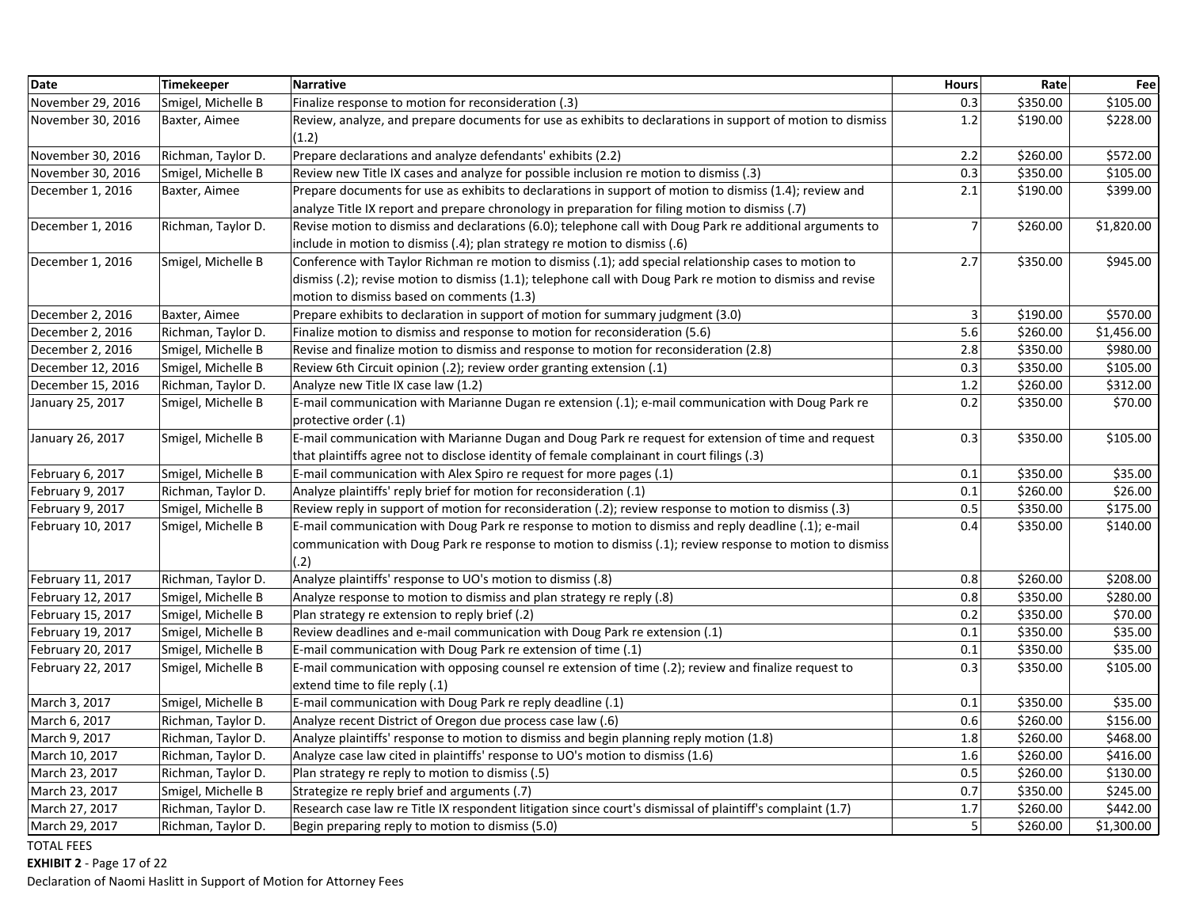| Date | Timekeeper | Narrative | Hours | Rate | Fee |
|---|---|---|---|---|---|
| November 29, 2016 | Smigel, Michelle B | Finalize response to motion for reconsideration (.3) | 0.3 | $350.00 | $105.00 |
| November 30, 2016 | Baxter, Aimee | Review, analyze, and prepare documents for use as exhibits to declarations in support of motion to dismiss (1.2) | 1.2 | $190.00 | $228.00 |
| November 30, 2016 | Richman, Taylor D. | Prepare declarations and analyze defendants' exhibits (2.2) | 2.2 | $260.00 | $572.00 |
| November 30, 2016 | Smigel, Michelle B | Review new Title IX cases and analyze for possible inclusion re motion to dismiss (.3) | 0.3 | $350.00 | $105.00 |
| December 1, 2016 | Baxter, Aimee | Prepare documents for use as exhibits to declarations in support of motion to dismiss (1.4); review and analyze Title IX report and prepare chronology in preparation for filing motion to dismiss (.7) | 2.1 | $190.00 | $399.00 |
| December 1, 2016 | Richman, Taylor D. | Revise motion to dismiss and declarations (6.0); telephone call with Doug Park re additional arguments to include in motion to dismiss (.4); plan strategy re motion to dismiss (.6) | 7 | $260.00 | $1,820.00 |
| December 1, 2016 | Smigel, Michelle B | Conference with Taylor Richman re motion to dismiss (.1); add special relationship cases to motion to dismiss (.2); revise motion to dismiss (1.1); telephone call with Doug Park re motion to dismiss and revise motion to dismiss based on comments (1.3) | 2.7 | $350.00 | $945.00 |
| December 2, 2016 | Baxter, Aimee | Prepare exhibits to declaration in support of motion for summary judgment (3.0) | 3 | $190.00 | $570.00 |
| December 2, 2016 | Richman, Taylor D. | Finalize motion to dismiss and response to motion for reconsideration (5.6) | 5.6 | $260.00 | $1,456.00 |
| December 2, 2016 | Smigel, Michelle B | Revise and finalize motion to dismiss and response to motion for reconsideration (2.8) | 2.8 | $350.00 | $980.00 |
| December 12, 2016 | Smigel, Michelle B | Review 6th Circuit opinion (.2); review order granting extension (.1) | 0.3 | $350.00 | $105.00 |
| December 15, 2016 | Richman, Taylor D. | Analyze new Title IX case law (1.2) | 1.2 | $260.00 | $312.00 |
| January 25, 2017 | Smigel, Michelle B | E-mail communication with Marianne Dugan re extension (.1); e-mail communication with Doug Park re protective order (.1) | 0.2 | $350.00 | $70.00 |
| January 26, 2017 | Smigel, Michelle B | E-mail communication with Marianne Dugan and Doug Park re request for extension of time and request that plaintiffs agree not to disclose identity of female complainant in court filings (.3) | 0.3 | $350.00 | $105.00 |
| February 6, 2017 | Smigel, Michelle B | E-mail communication with Alex Spiro re request for more pages (.1) | 0.1 | $350.00 | $35.00 |
| February 9, 2017 | Richman, Taylor D. | Analyze plaintiffs' reply brief for motion for reconsideration (.1) | 0.1 | $260.00 | $26.00 |
| February 9, 2017 | Smigel, Michelle B | Review reply in support of motion for reconsideration (.2); review response to motion to dismiss (.3) | 0.5 | $350.00 | $175.00 |
| February 10, 2017 | Smigel, Michelle B | E-mail communication with Doug Park re response to motion to dismiss and reply deadline (.1); e-mail communication with Doug Park re response to motion to dismiss (.1); review response to motion to dismiss (.2) | 0.4 | $350.00 | $140.00 |
| February 11, 2017 | Richman, Taylor D. | Analyze plaintiffs' response to UO's motion to dismiss (.8) | 0.8 | $260.00 | $208.00 |
| February 12, 2017 | Smigel, Michelle B | Analyze response to motion to dismiss and plan strategy re reply (.8) | 0.8 | $350.00 | $280.00 |
| February 15, 2017 | Smigel, Michelle B | Plan strategy re extension to reply brief (.2) | 0.2 | $350.00 | $70.00 |
| February 19, 2017 | Smigel, Michelle B | Review deadlines and e-mail communication with Doug Park re extension (.1) | 0.1 | $350.00 | $35.00 |
| February 20, 2017 | Smigel, Michelle B | E-mail communication with Doug Park re extension of time (.1) | 0.1 | $350.00 | $35.00 |
| February 22, 2017 | Smigel, Michelle B | E-mail communication with opposing counsel re extension of time (.2); review and finalize request to extend time to file reply (.1) | 0.3 | $350.00 | $105.00 |
| March 3, 2017 | Smigel, Michelle B | E-mail communication with Doug Park re reply deadline (.1) | 0.1 | $350.00 | $35.00 |
| March 6, 2017 | Richman, Taylor D. | Analyze recent District of Oregon due process case law (.6) | 0.6 | $260.00 | $156.00 |
| March 9, 2017 | Richman, Taylor D. | Analyze plaintiffs' response to motion to dismiss and begin planning reply motion (1.8) | 1.8 | $260.00 | $468.00 |
| March 10, 2017 | Richman, Taylor D. | Analyze case law cited in plaintiffs' response to UO's motion to dismiss (1.6) | 1.6 | $260.00 | $416.00 |
| March 23, 2017 | Richman, Taylor D. | Plan strategy re reply to motion to dismiss (.5) | 0.5 | $260.00 | $130.00 |
| March 23, 2017 | Smigel, Michelle B | Strategize re reply brief and arguments (.7) | 0.7 | $350.00 | $245.00 |
| March 27, 2017 | Richman, Taylor D. | Research case law re Title IX respondent litigation since court's dismissal of plaintiff's complaint (1.7) | 1.7 | $260.00 | $442.00 |
| March 29, 2017 | Richman, Taylor D. | Begin preparing reply to motion to dismiss (5.0) | 5 | $260.00 | $1,300.00 |

TOTAL FEES

**EXHIBIT 2** - Page 17 of 22

Declaration of Naomi Haslitt in Support of Motion for Attorney Fees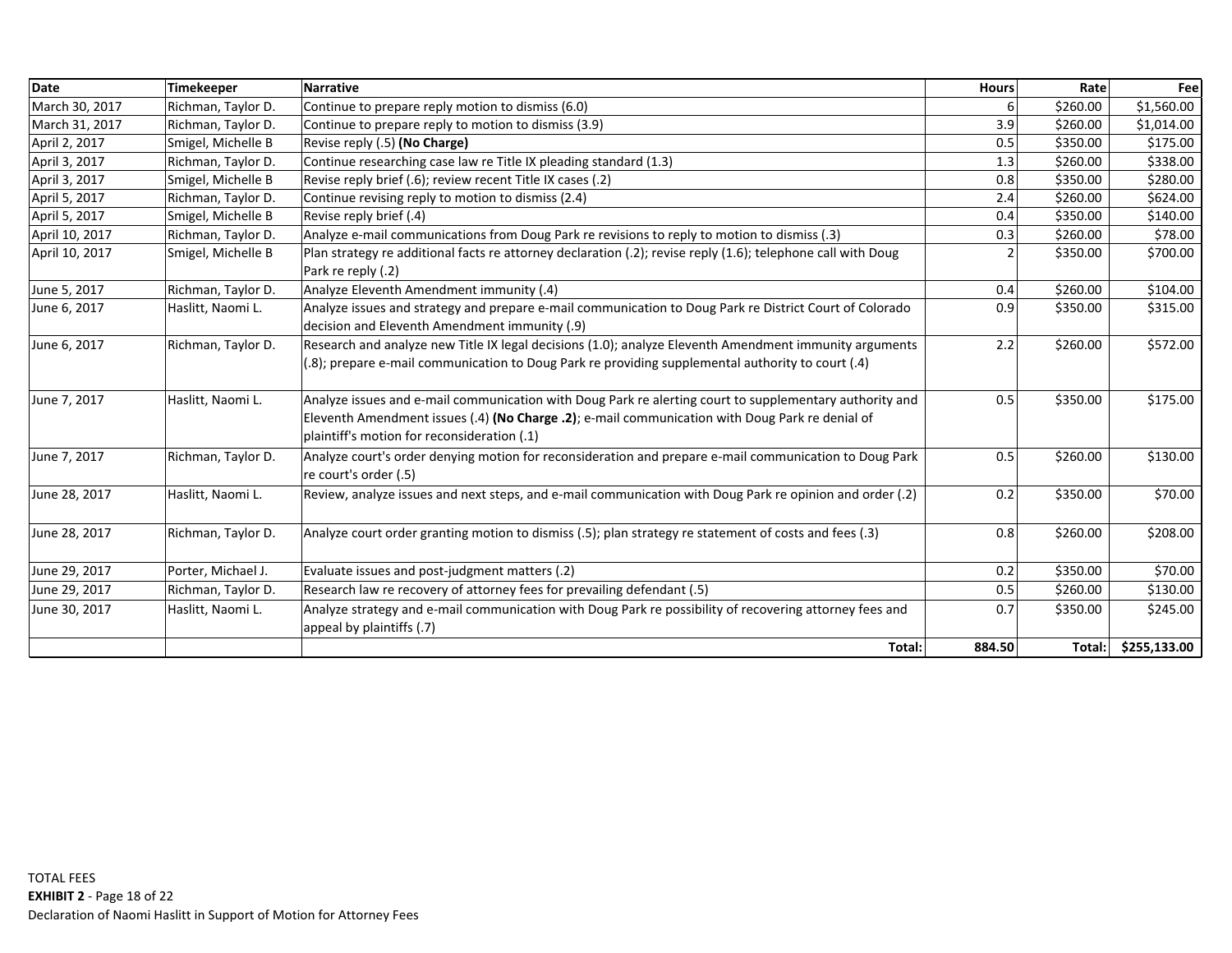| Date | Timekeeper | Narrative | Hours | Rate | Fee |
|---|---|---|---|---|---|
| March 30, 2017 | Richman, Taylor D. | Continue to prepare reply motion to dismiss (6.0) | 6 | $260.00 | $1,560.00 |
| March 31, 2017 | Richman, Taylor D. | Continue to prepare reply to motion to dismiss (3.9) | 3.9 | $260.00 | $1,014.00 |
| April 2, 2017 | Smigel, Michelle B | Revise reply (.5) **(No Charge)** | 0.5 | $350.00 | $175.00 |
| April 3, 2017 | Richman, Taylor D. | Continue researching case law re Title IX pleading standard (1.3) | 1.3 | $260.00 | $338.00 |
| April 3, 2017 | Smigel, Michelle B | Revise reply brief (.6); review recent Title IX cases (.2) | 0.8 | $350.00 | $280.00 |
| April 5, 2017 | Richman, Taylor D. | Continue revising reply to motion to dismiss (2.4) | 2.4 | $260.00 | $624.00 |
| April 5, 2017 | Smigel, Michelle B | Revise reply brief (.4) | 0.4 | $350.00 | $140.00 |
| April 10, 2017 | Richman, Taylor D. | Analyze e-mail communications from Doug Park re revisions to reply to motion to dismiss (.3) | 0.3 | $260.00 | $78.00 |
| April 10, 2017 | Smigel, Michelle B | Plan strategy re additional facts re attorney declaration (.2); revise reply (1.6); telephone call with Doug Park re reply (.2) | 2 | $350.00 | $700.00 |
| June 5, 2017 | Richman, Taylor D. | Analyze Eleventh Amendment immunity (.4) | 0.4 | $260.00 | $104.00 |
| June 6, 2017 | Haslitt, Naomi L. | Analyze issues and strategy and prepare e-mail communication to Doug Park re District Court of Colorado decision and Eleventh Amendment immunity (.9) | 0.9 | $350.00 | $315.00 |
| June 6, 2017 | Richman, Taylor D. | Research and analyze new Title IX legal decisions (1.0); analyze Eleventh Amendment immunity arguments (.8); prepare e-mail communication to Doug Park re providing supplemental authority to court (.4) | 2.2 | $260.00 | $572.00 |
| June 7, 2017 | Haslitt, Naomi L. | Analyze issues and e-mail communication with Doug Park re alerting court to supplementary authority and Eleventh Amendment issues (.4) **(No Charge .2)**; e-mail communication with Doug Park re denial of plaintiff's motion for reconsideration (.1) | 0.5 | $350.00 | $175.00 |
| June 7, 2017 | Richman, Taylor D. | Analyze court's order denying motion for reconsideration and prepare e-mail communication to Doug Park re court's order (.5) | 0.5 | $260.00 | $130.00 |
| June 28, 2017 | Haslitt, Naomi L. | Review, analyze issues and next steps, and e-mail communication with Doug Park re opinion and order (.2) | 0.2 | $350.00 | $70.00 |
| June 28, 2017 | Richman, Taylor D. | Analyze court order granting motion to dismiss (.5); plan strategy re statement of costs and fees (.3) | 0.8 | $260.00 | $208.00 |
| June 29, 2017 | Porter, Michael J. | Evaluate issues and post-judgment matters (.2) | 0.2 | $350.00 | $70.00 |
| June 29, 2017 | Richman, Taylor D. | Research law re recovery of attorney fees for prevailing defendant (.5) | 0.5 | $260.00 | $130.00 |
| June 30, 2017 | Haslitt, Naomi L. | Analyze strategy and e-mail communication with Doug Park re possibility of recovering attorney fees and appeal by plaintiffs (.7) | 0.7 | $350.00 | $245.00 |
| | | **Total:** | **884.50** | **Total:** | **$255,133.00** |

TOTAL FEES
**EXHIBIT 2** - Page 18 of 22
Declaration of Naomi Haslitt in Support of Motion for Attorney Fees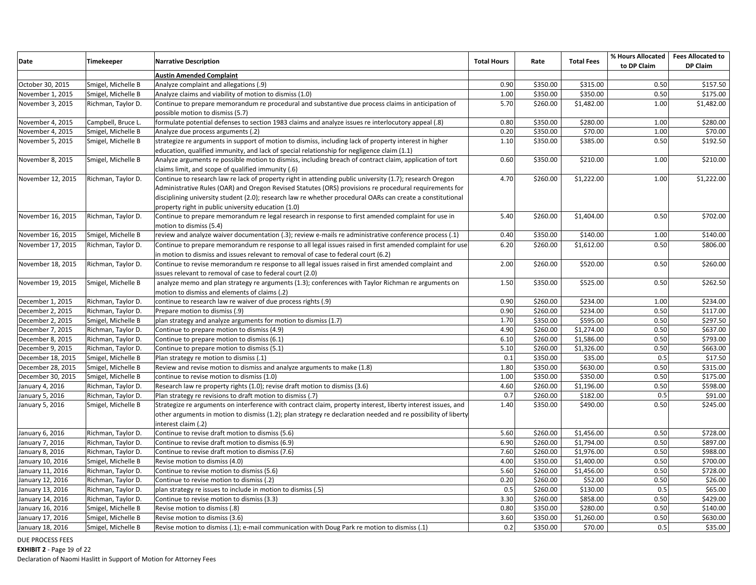| Date | Timekeeper | Narrative Description | Total Hours | Rate | Total Fees | % Hours Allocated to DP Claim | Fees Allocated to DP Claim |
|---|---|---|---|---|---|---|---|
| | | **Austin Amended Complaint** | | | | | |
| October 30, 2015 | Smigel, Michelle B | Analyze complaint and allegations (.9) | 0.90 | $350.00 | $315.00 | 0.50 | $157.50 |
| November 1, 2015 | Smigel, Michelle B | Analyze claims and viability of motion to dismiss (1.0) | 1.00 | $350.00 | $350.00 | 0.50 | $175.00 |
| November 3, 2015 | Richman, Taylor D. | Continue to prepare memorandum re procedural and substantive due process claims in anticipation of possible motion to dismiss (5.7) | 5.70 | $260.00 | $1,482.00 | 1.00 | $1,482.00 |
| November 4, 2015 | Campbell, Bruce L. | formulate potential defenses to section 1983 claims and analyze issues re interlocutory appeal (.8) | 0.80 | $350.00 | $280.00 | 1.00 | $280.00 |
| November 4, 2015 | Smigel, Michelle B | Analyze due process arguments (.2) | 0.20 | $350.00 | $70.00 | 1.00 | $70.00 |
| November 5, 2015 | Smigel, Michelle B | strategize re arguments in support of motion to dismiss, including lack of property interest in higher education, qualified immunity, and lack of special relationship for negligence claim (1.1) | 1.10 | $350.00 | $385.00 | 0.50 | $192.50 |
| November 8, 2015 | Smigel, Michelle B | Analyze arguments re possible motion to dismiss, including breach of contract claim, application of tort claims limit, and scope of qualified immunity (.6) | 0.60 | $350.00 | $210.00 | 1.00 | $210.00 |
| November 12, 2015 | Richman, Taylor D. | Continue to research law re lack of property right in attending public university (1.7); research Oregon Administrative Rules (OAR) and Oregon Revised Statutes (ORS) provisions re procedural requirements for disciplining university student (2.0); research law re whether procedural OARs can create a constitutional property right in public university education (1.0) | 4.70 | $260.00 | $1,222.00 | 1.00 | $1,222.00 |
| November 16, 2015 | Richman, Taylor D. | Continue to prepare memorandum re legal research in response to first amended complaint for use in motion to dismiss (5.4) | 5.40 | $260.00 | $1,404.00 | 0.50 | $702.00 |
| November 16, 2015 | Smigel, Michelle B | review and analyze waiver documentation (.3); review e-mails re administrative conference process (.1) | 0.40 | $350.00 | $140.00 | 1.00 | $140.00 |
| November 17, 2015 | Richman, Taylor D. | Continue to prepare memorandum re response to all legal issues raised in first amended complaint for use in motion to dismiss and issues relevant to removal of case to federal court (6.2) | 6.20 | $260.00 | $1,612.00 | 0.50 | $806.00 |
| November 18, 2015 | Richman, Taylor D. | Continue to revise memorandum re response to all legal issues raised in first amended complaint and issues relevant to removal of case to federal court (2.0) | 2.00 | $260.00 | $520.00 | 0.50 | $260.00 |
| November 19, 2015 | Smigel, Michelle B | analyze memo and plan strategy re arguments (1.3); conferences with Taylor Richman re arguments on motion to dismiss and elements of claims (.2) | 1.50 | $350.00 | $525.00 | 0.50 | $262.50 |
| December 1, 2015 | Richman, Taylor D. | continue to research law re waiver of due process rights (.9) | 0.90 | $260.00 | $234.00 | 1.00 | $234.00 |
| December 2, 2015 | Richman, Taylor D. | Prepare motion to dismiss (.9) | 0.90 | $260.00 | $234.00 | 0.50 | $117.00 |
| December 2, 2015 | Smigel, Michelle B | plan strategy and analyze arguments for motion to dismiss (1.7) | 1.70 | $350.00 | $595.00 | 0.50 | $297.50 |
| December 7, 2015 | Richman, Taylor D. | Continue to prepare motion to dismiss (4.9) | 4.90 | $260.00 | $1,274.00 | 0.50 | $637.00 |
| December 8, 2015 | Richman, Taylor D. | Continue to prepare motion to dismiss (6.1) | 6.10 | $260.00 | $1,586.00 | 0.50 | $793.00 |
| December 9, 2015 | Richman, Taylor D. | Continue to prepare motion to dismiss (5.1) | 5.10 | $260.00 | $1,326.00 | 0.50 | $663.00 |
| December 18, 2015 | Smigel, Michelle B | Plan strategy re motion to dismiss (.1) | 0.1 | $350.00 | $35.00 | 0.5 | $17.50 |
| December 28, 2015 | Smigel, Michelle B | Review and revise motion to dismiss and analyze arguments to make (1.8) | 1.80 | $350.00 | $630.00 | 0.50 | $315.00 |
| December 30, 2015 | Smigel, Michelle B | continue to revise motion to dismiss (1.0) | 1.00 | $350.00 | $350.00 | 0.50 | $175.00 |
| January 4, 2016 | Richman, Taylor D. | Research law re property rights (1.0); revise draft motion to dismiss (3.6) | 4.60 | $260.00 | $1,196.00 | 0.50 | $598.00 |
| January 5, 2016 | Richman, Taylor D. | Plan strategy re revisions to draft motion to dismiss (.7) | 0.7 | $260.00 | $182.00 | 0.5 | $91.00 |
| January 5, 2016 | Smigel, Michelle B | Strategize re arguments on interference with contract claim, property interest, liberty interest issues, and other arguments in motion to dismiss (1.2); plan strategy re declaration needed and re possibility of liberty interest claim (.2) | 1.40 | $350.00 | $490.00 | 0.50 | $245.00 |
| January 6, 2016 | Richman, Taylor D. | Continue to revise draft motion to dismiss (5.6) | 5.60 | $260.00 | $1,456.00 | 0.50 | $728.00 |
| January 7, 2016 | Richman, Taylor D. | Continue to revise draft motion to dismiss (6.9) | 6.90 | $260.00 | $1,794.00 | 0.50 | $897.00 |
| January 8, 2016 | Richman, Taylor D. | Continue to revise draft motion to dismiss (7.6) | 7.60 | $260.00 | $1,976.00 | 0.50 | $988.00 |
| January 10, 2016 | Smigel, Michelle B | Revise motion to dismiss (4.0) | 4.00 | $350.00 | $1,400.00 | 0.50 | $700.00 |
| January 11, 2016 | Richman, Taylor D. | Continue to revise motion to dismiss (5.6) | 5.60 | $260.00 | $1,456.00 | 0.50 | $728.00 |
| January 12, 2016 | Richman, Taylor D. | Continue to revise motion to dismiss (.2) | 0.20 | $260.00 | $52.00 | 0.50 | $26.00 |
| January 13, 2016 | Richman, Taylor D. | plan strategy re issues to include in motion to dismiss (.5) | 0.5 | $260.00 | $130.00 | 0.5 | $65.00 |
| January 14, 2016 | Richman, Taylor D. | Continue to revise motion to dismiss (3.3) | 3.30 | $260.00 | $858.00 | 0.50 | $429.00 |
| January 16, 2016 | Smigel, Michelle B | Revise motion to dismiss (.8) | 0.80 | $350.00 | $280.00 | 0.50 | $140.00 |
| January 17, 2016 | Smigel, Michelle B | Revise motion to dismiss (3.6) | 3.60 | $350.00 | $1,260.00 | 0.50 | $630.00 |
| January 18, 2016 | Smigel, Michelle B | Revise motion to dismiss (.1); e-mail communication with Doug Park re motion to dismiss (.1) | 0.2 | $350.00 | $70.00 | 0.5 | $35.00 |

DUE PROCESS FEES
**EXHIBIT 2** - Page 19 of 22
Declaration of Naomi Haslitt in Support of Motion for Attorney Fees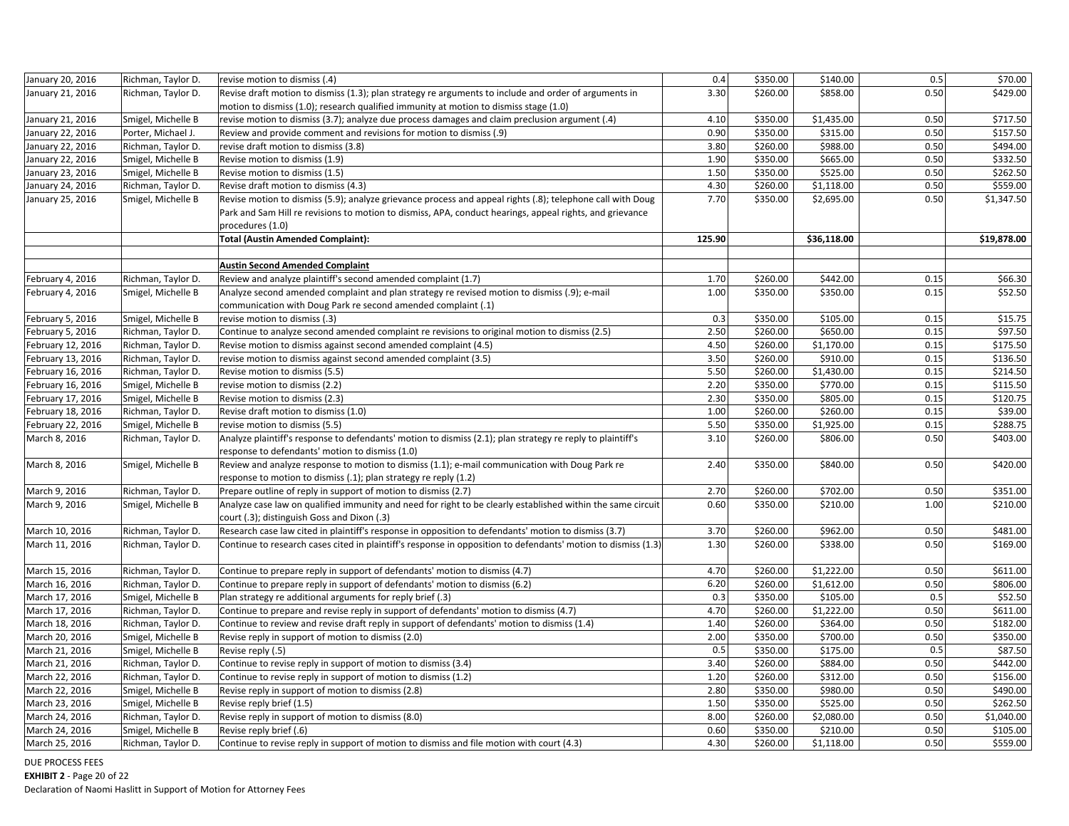| | | | | | | | |
|---|---|---|---|---|---|---|---|
| January 20, 2016 | Richman, Taylor D. | revise motion to dismiss (.4) | 0.4 | $350.00 | $140.00 | 0.5 | $70.00 |
| January 21, 2016 | Richman, Taylor D. | Revise draft motion to dismiss (1.3); plan strategy re arguments to include and order of arguments in motion to dismiss (1.0); research qualified immunity at motion to dismiss stage (1.0) | 3.30 | $260.00 | $858.00 | 0.50 | $429.00 |
| January 21, 2016 | Smigel, Michelle B | revise motion to dismiss (3.7); analyze due process damages and claim preclusion argument (.4) | 4.10 | $350.00 | $1,435.00 | 0.50 | $717.50 |
| January 22, 2016 | Porter, Michael J. | Review and provide comment and revisions for motion to dismiss (.9) | 0.90 | $350.00 | $315.00 | 0.50 | $157.50 |
| January 22, 2016 | Richman, Taylor D. | revise draft motion to dismiss (3.8) | 3.80 | $260.00 | $988.00 | 0.50 | $494.00 |
| January 22, 2016 | Smigel, Michelle B | Revise motion to dismiss (1.9) | 1.90 | $350.00 | $665.00 | 0.50 | $332.50 |
| January 23, 2016 | Smigel, Michelle B | Revise motion to dismiss (1.5) | 1.50 | $350.00 | $525.00 | 0.50 | $262.50 |
| January 24, 2016 | Richman, Taylor D. | Revise draft motion to dismiss (4.3) | 4.30 | $260.00 | $1,118.00 | 0.50 | $559.00 |
| January 25, 2016 | Smigel, Michelle B | Revise motion to dismiss (5.9); analyze grievance process and appeal rights (.8); telephone call with Doug Park and Sam Hill re revisions to motion to dismiss, APA, conduct hearings, appeal rights, and grievance procedures (1.0) | 7.70 | $350.00 | $2,695.00 | 0.50 | $1,347.50 |
| | | **Total (Austin Amended Complaint):** | **125.90** | | **$36,118.00** | | **$19,878.00** |
| | | | | | | | |
| | | **Austin Second Amended Complaint** | | | | | |
| February 4, 2016 | Richman, Taylor D. | Review and analyze plaintiff's second amended complaint (1.7) | 1.70 | $260.00 | $442.00 | 0.15 | $66.30 |
| February 4, 2016 | Smigel, Michelle B | Analyze second amended complaint and plan strategy re revised motion to dismiss (.9); e-mail communication with Doug Park re second amended complaint (.1) | 1.00 | $350.00 | $350.00 | 0.15 | $52.50 |
| February 5, 2016 | Smigel, Michelle B | revise motion to dismiss (.3) | 0.3 | $350.00 | $105.00 | 0.15 | $15.75 |
| February 5, 2016 | Richman, Taylor D. | Continue to analyze second amended complaint re revisions to original motion to dismiss (2.5) | 2.50 | $260.00 | $650.00 | 0.15 | $97.50 |
| February 12, 2016 | Richman, Taylor D. | Revise motion to dismiss against second amended complaint (4.5) | 4.50 | $260.00 | $1,170.00 | 0.15 | $175.50 |
| February 13, 2016 | Richman, Taylor D. | revise motion to dismiss against second amended complaint (3.5) | 3.50 | $260.00 | $910.00 | 0.15 | $136.50 |
| February 16, 2016 | Richman, Taylor D. | Revise motion to dismiss (5.5) | 5.50 | $260.00 | $1,430.00 | 0.15 | $214.50 |
| February 16, 2016 | Smigel, Michelle B | revise motion to dismiss (2.2) | 2.20 | $350.00 | $770.00 | 0.15 | $115.50 |
| February 17, 2016 | Smigel, Michelle B | Revise motion to dismiss (2.3) | 2.30 | $350.00 | $805.00 | 0.15 | $120.75 |
| February 18, 2016 | Richman, Taylor D. | Revise draft motion to dismiss (1.0) | 1.00 | $260.00 | $260.00 | 0.15 | $39.00 |
| February 22, 2016 | Smigel, Michelle B | revise motion to dismiss (5.5) | 5.50 | $350.00 | $1,925.00 | 0.15 | $288.75 |
| March 8, 2016 | Richman, Taylor D. | Analyze plaintiff's response to defendants' motion to dismiss (2.1); plan strategy re reply to plaintiff's response to defendants' motion to dismiss (1.0) | 3.10 | $260.00 | $806.00 | 0.50 | $403.00 |
| March 8, 2016 | Smigel, Michelle B | Review and analyze response to motion to dismiss (1.1); e-mail communication with Doug Park re response to motion to dismiss (.1); plan strategy re reply (1.2) | 2.40 | $350.00 | $840.00 | 0.50 | $420.00 |
| March 9, 2016 | Richman, Taylor D. | Prepare outline of reply in support of motion to dismiss (2.7) | 2.70 | $260.00 | $702.00 | 0.50 | $351.00 |
| March 9, 2016 | Smigel, Michelle B | Analyze case law on qualified immunity and need for right to be clearly established within the same circuit court (.3); distinguish Goss and Dixon (.3) | 0.60 | $350.00 | $210.00 | 1.00 | $210.00 |
| March 10, 2016 | Richman, Taylor D. | Research case law cited in plaintiff's response in opposition to defendants' motion to dismiss (3.7) | 3.70 | $260.00 | $962.00 | 0.50 | $481.00 |
| March 11, 2016 | Richman, Taylor D. | Continue to research cases cited in plaintiff's response in opposition to defendants' motion to dismiss (1.3) | 1.30 | $260.00 | $338.00 | 0.50 | $169.00 |
| March 15, 2016 | Richman, Taylor D. | Continue to prepare reply in support of defendants' motion to dismiss (4.7) | 4.70 | $260.00 | $1,222.00 | 0.50 | $611.00 |
| March 16, 2016 | Richman, Taylor D. | Continue to prepare reply in support of defendants' motion to dismiss (6.2) | 6.20 | $260.00 | $1,612.00 | 0.50 | $806.00 |
| March 17, 2016 | Smigel, Michelle B | Plan strategy re additional arguments for reply brief (.3) | 0.3 | $350.00 | $105.00 | 0.5 | $52.50 |
| March 17, 2016 | Richman, Taylor D. | Continue to prepare and revise reply in support of defendants' motion to dismiss (4.7) | 4.70 | $260.00 | $1,222.00 | 0.50 | $611.00 |
| March 18, 2016 | Richman, Taylor D. | Continue to review and revise draft reply in support of defendants' motion to dismiss (1.4) | 1.40 | $260.00 | $364.00 | 0.50 | $182.00 |
| March 20, 2016 | Smigel, Michelle B | Revise reply in support of motion to dismiss (2.0) | 2.00 | $350.00 | $700.00 | 0.50 | $350.00 |
| March 21, 2016 | Smigel, Michelle B | Revise reply (.5) | 0.5 | $350.00 | $175.00 | 0.5 | $87.50 |
| March 21, 2016 | Richman, Taylor D. | Continue to revise reply in support of motion to dismiss (3.4) | 3.40 | $260.00 | $884.00 | 0.50 | $442.00 |
| March 22, 2016 | Richman, Taylor D. | Continue to revise reply in support of motion to dismiss (1.2) | 1.20 | $260.00 | $312.00 | 0.50 | $156.00 |
| March 22, 2016 | Smigel, Michelle B | Revise reply in support of motion to dismiss (2.8) | 2.80 | $350.00 | $980.00 | 0.50 | $490.00 |
| March 23, 2016 | Smigel, Michelle B | Revise reply brief (1.5) | 1.50 | $350.00 | $525.00 | 0.50 | $262.50 |
| March 24, 2016 | Richman, Taylor D. | Revise reply in support of motion to dismiss (8.0) | 8.00 | $260.00 | $2,080.00 | 0.50 | $1,040.00 |
| March 24, 2016 | Smigel, Michelle B | Revise reply brief (.6) | 0.60 | $350.00 | $210.00 | 0.50 | $105.00 |
| March 25, 2016 | Richman, Taylor D. | Continue to revise reply in support of motion to dismiss and file motion with court (4.3) | 4.30 | $260.00 | $1,118.00 | 0.50 | $559.00 |

DUE PROCESS FEES
**EXHIBIT 2** - Page 20 of 22
Declaration of Naomi Haslitt in Support of Motion for Attorney Fees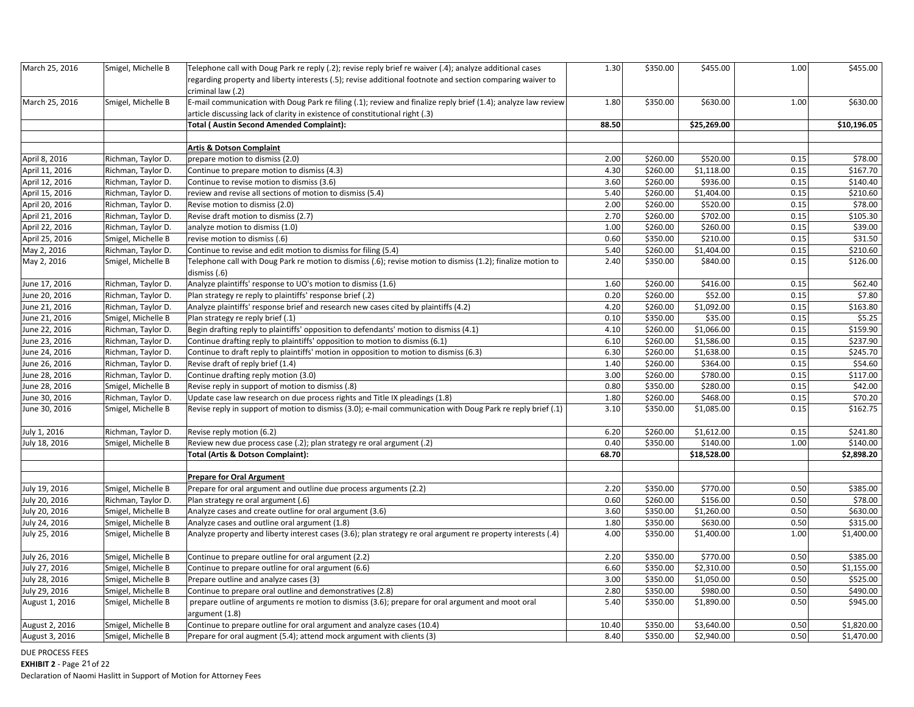| | | | | | | | |
|---|---|---|---|---|---|---|---|
| March 25, 2016 | Smigel, Michelle B | Telephone call with Doug Park re reply (.2); revise reply brief re waiver (.4); analyze additional cases regarding property and liberty interests (.5); revise additional footnote and section comparing waiver to criminal law (.2) | 1.30 | $350.00 | $455.00 | 1.00 | $455.00 |
| March 25, 2016 | Smigel, Michelle B | E-mail communication with Doug Park re filing (.1); review and finalize reply brief (1.4); analyze law review article discussing lack of clarity in existence of constitutional right (.3) | 1.80 | $350.00 | $630.00 | 1.00 | $630.00 |
| | | **Total ( Austin Second Amended Complaint):** | **88.50** | | **$25,269.00** | | **$10,196.05** |
| | | | | | | | |
| | | **Artis & Dotson Complaint** | | | | | |
| April 8, 2016 | Richman, Taylor D. | prepare motion to dismiss (2.0) | 2.00 | $260.00 | $520.00 | 0.15 | $78.00 |
| April 11, 2016 | Richman, Taylor D. | Continue to prepare motion to dismiss (4.3) | 4.30 | $260.00 | $1,118.00 | 0.15 | $167.70 |
| April 12, 2016 | Richman, Taylor D. | Continue to revise motion to dismiss (3.6) | 3.60 | $260.00 | $936.00 | 0.15 | $140.40 |
| April 15, 2016 | Richman, Taylor D. | review and revise all sections of motion to dismiss (5.4) | 5.40 | $260.00 | $1,404.00 | 0.15 | $210.60 |
| April 20, 2016 | Richman, Taylor D. | Revise motion to dismiss (2.0) | 2.00 | $260.00 | $520.00 | 0.15 | $78.00 |
| April 21, 2016 | Richman, Taylor D. | Revise draft motion to dismiss (2.7) | 2.70 | $260.00 | $702.00 | 0.15 | $105.30 |
| April 22, 2016 | Richman, Taylor D. | analyze motion to dismiss (1.0) | 1.00 | $260.00 | $260.00 | 0.15 | $39.00 |
| April 25, 2016 | Smigel, Michelle B | revise motion to dismiss (.6) | 0.60 | $350.00 | $210.00 | 0.15 | $31.50 |
| May 2, 2016 | Richman, Taylor D. | Continue to revise and edit motion to dismiss for filing (5.4) | 5.40 | $260.00 | $1,404.00 | 0.15 | $210.60 |
| May 2, 2016 | Smigel, Michelle B | Telephone call with Doug Park re motion to dismiss (.6); revise motion to dismiss (1.2); finalize motion to dismiss (.6) | 2.40 | $350.00 | $840.00 | 0.15 | $126.00 |
| June 17, 2016 | Richman, Taylor D. | Analyze plaintiffs' response to UO's motion to dismiss (1.6) | 1.60 | $260.00 | $416.00 | 0.15 | $62.40 |
| June 20, 2016 | Richman, Taylor D. | Plan strategy re reply to plaintiffs' response brief (.2) | 0.20 | $260.00 | $52.00 | 0.15 | $7.80 |
| June 21, 2016 | Richman, Taylor D. | Analyze plaintiffs' response brief and research new cases cited by plaintiffs (4.2) | 4.20 | $260.00 | $1,092.00 | 0.15 | $163.80 |
| June 21, 2016 | Smigel, Michelle B | Plan strategy re reply brief (.1) | 0.10 | $350.00 | $35.00 | 0.15 | $5.25 |
| June 22, 2016 | Richman, Taylor D. | Begin drafting reply to plaintiffs' opposition to defendants' motion to dismiss (4.1) | 4.10 | $260.00 | $1,066.00 | 0.15 | $159.90 |
| June 23, 2016 | Richman, Taylor D. | Continue drafting reply to plaintiffs' opposition to motion to dismiss (6.1) | 6.10 | $260.00 | $1,586.00 | 0.15 | $237.90 |
| June 24, 2016 | Richman, Taylor D. | Continue to draft reply to plaintiffs' motion in opposition to motion to dismiss (6.3) | 6.30 | $260.00 | $1,638.00 | 0.15 | $245.70 |
| June 26, 2016 | Richman, Taylor D. | Revise draft of reply brief (1.4) | 1.40 | $260.00 | $364.00 | 0.15 | $54.60 |
| June 28, 2016 | Richman, Taylor D. | Continue drafting reply motion (3.0) | 3.00 | $260.00 | $780.00 | 0.15 | $117.00 |
| June 28, 2016 | Smigel, Michelle B | Revise reply in support of motion to dismiss (.8) | 0.80 | $350.00 | $280.00 | 0.15 | $42.00 |
| June 30, 2016 | Richman, Taylor D. | Update case law research on due process rights and Title IX pleadings (1.8) | 1.80 | $260.00 | $468.00 | 0.15 | $70.20 |
| June 30, 2016 | Smigel, Michelle B | Revise reply in support of motion to dismiss (3.0); e-mail communication with Doug Park re reply brief (.1) | 3.10 | $350.00 | $1,085.00 | 0.15 | $162.75 |
| July 1, 2016 | Richman, Taylor D. | Revise reply motion (6.2) | 6.20 | $260.00 | $1,612.00 | 0.15 | $241.80 |
| July 18, 2016 | Smigel, Michelle B | Review new due process case (.2); plan strategy re oral argument (.2) | 0.40 | $350.00 | $140.00 | 1.00 | $140.00 |
| | | **Total (Artis & Dotson Complaint):** | **68.70** | | **$18,528.00** | | **$2,898.20** |
| | | | | | | | |
| | | **Prepare for Oral Argument** | | | | | |
| July 19, 2016 | Smigel, Michelle B | Prepare for oral argument and outline due process arguments (2.2) | 2.20 | $350.00 | $770.00 | 0.50 | $385.00 |
| July 20, 2016 | Richman, Taylor D. | Plan strategy re oral argument (.6) | 0.60 | $260.00 | $156.00 | 0.50 | $78.00 |
| July 20, 2016 | Smigel, Michelle B | Analyze cases and create outline for oral argument (3.6) | 3.60 | $350.00 | $1,260.00 | 0.50 | $630.00 |
| July 24, 2016 | Smigel, Michelle B | Analyze cases and outline oral argument (1.8) | 1.80 | $350.00 | $630.00 | 0.50 | $315.00 |
| July 25, 2016 | Smigel, Michelle B | Analyze property and liberty interest cases (3.6); plan strategy re oral argument re property interests (.4) | 4.00 | $350.00 | $1,400.00 | 1.00 | $1,400.00 |
| July 26, 2016 | Smigel, Michelle B | Continue to prepare outline for oral argument (2.2) | 2.20 | $350.00 | $770.00 | 0.50 | $385.00 |
| July 27, 2016 | Smigel, Michelle B | Continue to prepare outline for oral argument (6.6) | 6.60 | $350.00 | $2,310.00 | 0.50 | $1,155.00 |
| July 28, 2016 | Smigel, Michelle B | Prepare outline and analyze cases (3) | 3.00 | $350.00 | $1,050.00 | 0.50 | $525.00 |
| July 29, 2016 | Smigel, Michelle B | Continue to prepare oral outline and demonstratives (2.8) | 2.80 | $350.00 | $980.00 | 0.50 | $490.00 |
| August 1, 2016 | Smigel, Michelle B | prepare outline of arguments re motion to dismiss (3.6); prepare for oral argument and moot oral argument (1.8) | 5.40 | $350.00 | $1,890.00 | 0.50 | $945.00 |
| August 2, 2016 | Smigel, Michelle B | Continue to prepare outline for oral argument and analyze cases (10.4) | 10.40 | $350.00 | $3,640.00 | 0.50 | $1,820.00 |
| August 3, 2016 | Smigel, Michelle B | Prepare for oral augment (5.4); attend mock argument with clients (3) | 8.40 | $350.00 | $2,940.00 | 0.50 | $1,470.00 |

DUE PROCESS FEES

**EXHIBIT 2** - Page 21 of 22

Declaration of Naomi Haslitt in Support of Motion for Attorney Fees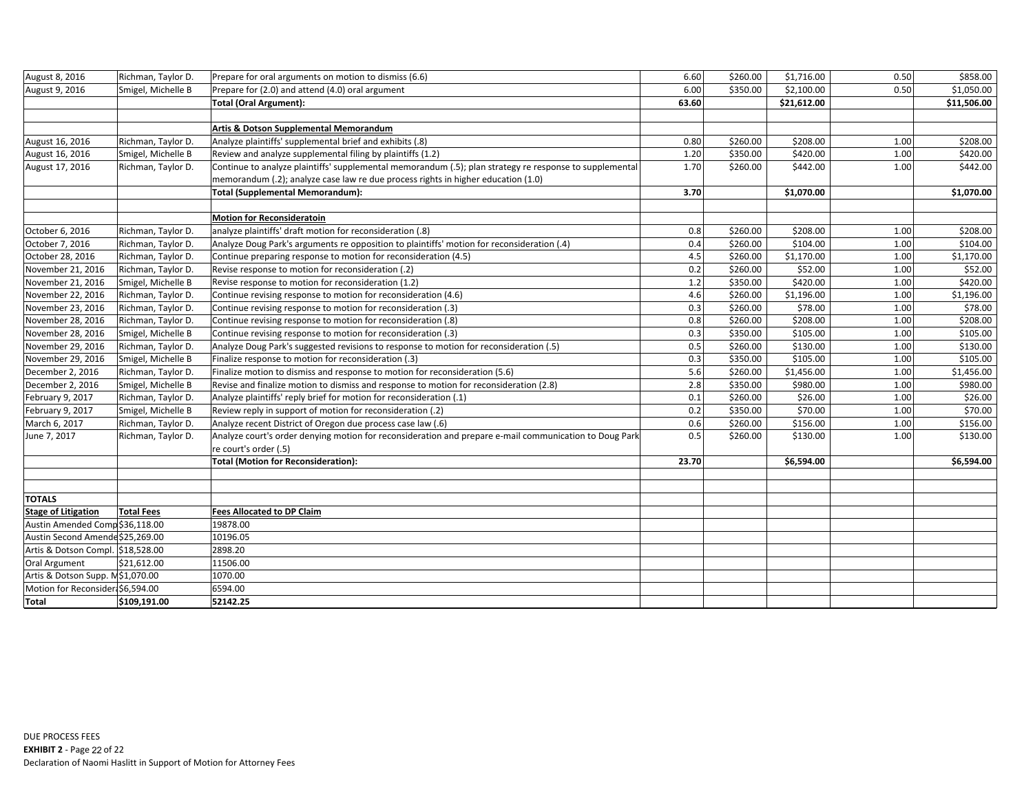| | | | | | | | |
|---|---|---|---|---|---|---|---|
| August 8, 2016 | Richman, Taylor D. | Prepare for oral arguments on motion to dismiss (6.6) | 6.60 | $260.00 | $1,716.00 | 0.50 | $858.00 |
| August 9, 2016 | Smigel, Michelle B | Prepare for (2.0) and attend (4.0) oral argument | 6.00 | $350.00 | $2,100.00 | 0.50 | $1,050.00 |
| | | **Total (Oral Argument):** | **63.60** | | **$21,612.00** | | **$11,506.00** |
| | | | | | | | |
| | | **Artis & Dotson Supplemental Memorandum** | | | | | |
| August 16, 2016 | Richman, Taylor D. | Analyze plaintiffs' supplemental brief and exhibits (.8) | 0.80 | $260.00 | $208.00 | 1.00 | $208.00 |
| August 16, 2016 | Smigel, Michelle B | Review and analyze supplemental filing by plaintiffs (1.2) | 1.20 | $350.00 | $420.00 | 1.00 | $420.00 |
| August 17, 2016 | Richman, Taylor D. | Continue to analyze plaintiffs' supplemental memorandum (.5); plan strategy re response to supplemental memorandum (.2); analyze case law re due process rights in higher education (1.0) | 1.70 | $260.00 | $442.00 | 1.00 | $442.00 |
| | | **Total (Supplemental Memorandum):** | **3.70** | | **$1,070.00** | | **$1,070.00** |
| | | | | | | | |
| | | **Motion for Reconsideratoin** | | | | | |
| October 6, 2016 | Richman, Taylor D. | analyze plaintiffs' draft motion for reconsideration (.8) | 0.8 | $260.00 | $208.00 | 1.00 | $208.00 |
| October 7, 2016 | Richman, Taylor D. | Analyze Doug Park's arguments re opposition to plaintiffs' motion for reconsideration (.4) | 0.4 | $260.00 | $104.00 | 1.00 | $104.00 |
| October 28, 2016 | Richman, Taylor D. | Continue preparing response to motion for reconsideration (4.5) | 4.5 | $260.00 | $1,170.00 | 1.00 | $1,170.00 |
| November 21, 2016 | Richman, Taylor D. | Revise response to motion for reconsideration (.2) | 0.2 | $260.00 | $52.00 | 1.00 | $52.00 |
| November 21, 2016 | Smigel, Michelle B | Revise response to motion for reconsideration (1.2) | 1.2 | $350.00 | $420.00 | 1.00 | $420.00 |
| November 22, 2016 | Richman, Taylor D. | Continue revising response to motion for reconsideration (4.6) | 4.6 | $260.00 | $1,196.00 | 1.00 | $1,196.00 |
| November 23, 2016 | Richman, Taylor D. | Continue revising response to motion for reconsideration (.3) | 0.3 | $260.00 | $78.00 | 1.00 | $78.00 |
| November 28, 2016 | Richman, Taylor D. | Continue revising response to motion for reconsideration (.8) | 0.8 | $260.00 | $208.00 | 1.00 | $208.00 |
| November 28, 2016 | Smigel, Michelle B | Continue revising response to motion for reconsideration (.3) | 0.3 | $350.00 | $105.00 | 1.00 | $105.00 |
| November 29, 2016 | Richman, Taylor D. | Analyze Doug Park's suggested revisions to response to motion for reconsideration (.5) | 0.5 | $260.00 | $130.00 | 1.00 | $130.00 |
| November 29, 2016 | Smigel, Michelle B | Finalize response to motion for reconsideration (.3) | 0.3 | $350.00 | $105.00 | 1.00 | $105.00 |
| December 2, 2016 | Richman, Taylor D. | Finalize motion to dismiss and response to motion for reconsideration (5.6) | 5.6 | $260.00 | $1,456.00 | 1.00 | $1,456.00 |
| December 2, 2016 | Smigel, Michelle B | Revise and finalize motion to dismiss and response to motion for reconsideration (2.8) | 2.8 | $350.00 | $980.00 | 1.00 | $980.00 |
| February 9, 2017 | Richman, Taylor D. | Analyze plaintiffs' reply brief for motion for reconsideration (.1) | 0.1 | $260.00 | $26.00 | 1.00 | $26.00 |
| February 9, 2017 | Smigel, Michelle B | Review reply in support of motion for reconsideration (.2) | 0.2 | $350.00 | $70.00 | 1.00 | $70.00 |
| March 6, 2017 | Richman, Taylor D. | Analyze recent District of Oregon due process case law (.6) | 0.6 | $260.00 | $156.00 | 1.00 | $156.00 |
| June 7, 2017 | Richman, Taylor D. | Analyze court's order denying motion for reconsideration and prepare e-mail communication to Doug Park re court's order (.5) | 0.5 | $260.00 | $130.00 | 1.00 | $130.00 |
| | | **Total (Motion for Reconsideration):** | **23.70** | | **$6,594.00** | | **$6,594.00** |
| | | | | | | | |
| | | | | | | | |
| **TOTALS** | | | | | | | |
| **Stage of Litigation** | **Total Fees** | **Fees Allocated to DP Claim** | | | | | |
| Austin Amended Comp | $36,118.00 | 19878.00 | | | | | |
| Austin Second Amende | $25,269.00 | 10196.05 | | | | | |
| Artis & Dotson Compl. | $18,528.00 | 2898.20 | | | | | |
| Oral Argument | $21,612.00 | 11506.00 | | | | | |
| Artis & Dotson Supp. M | $1,070.00 | 1070.00 | | | | | |
| Motion for Reconsider | $6,594.00 | 6594.00 | | | | | |
| **Total** | **$109,191.00** | **52142.25** | | | | | |

DUE PROCESS FEES
**EXHIBIT 2** - Page 22 of 22
Declaration of Naomi Haslitt in Support of Motion for Attorney Fees